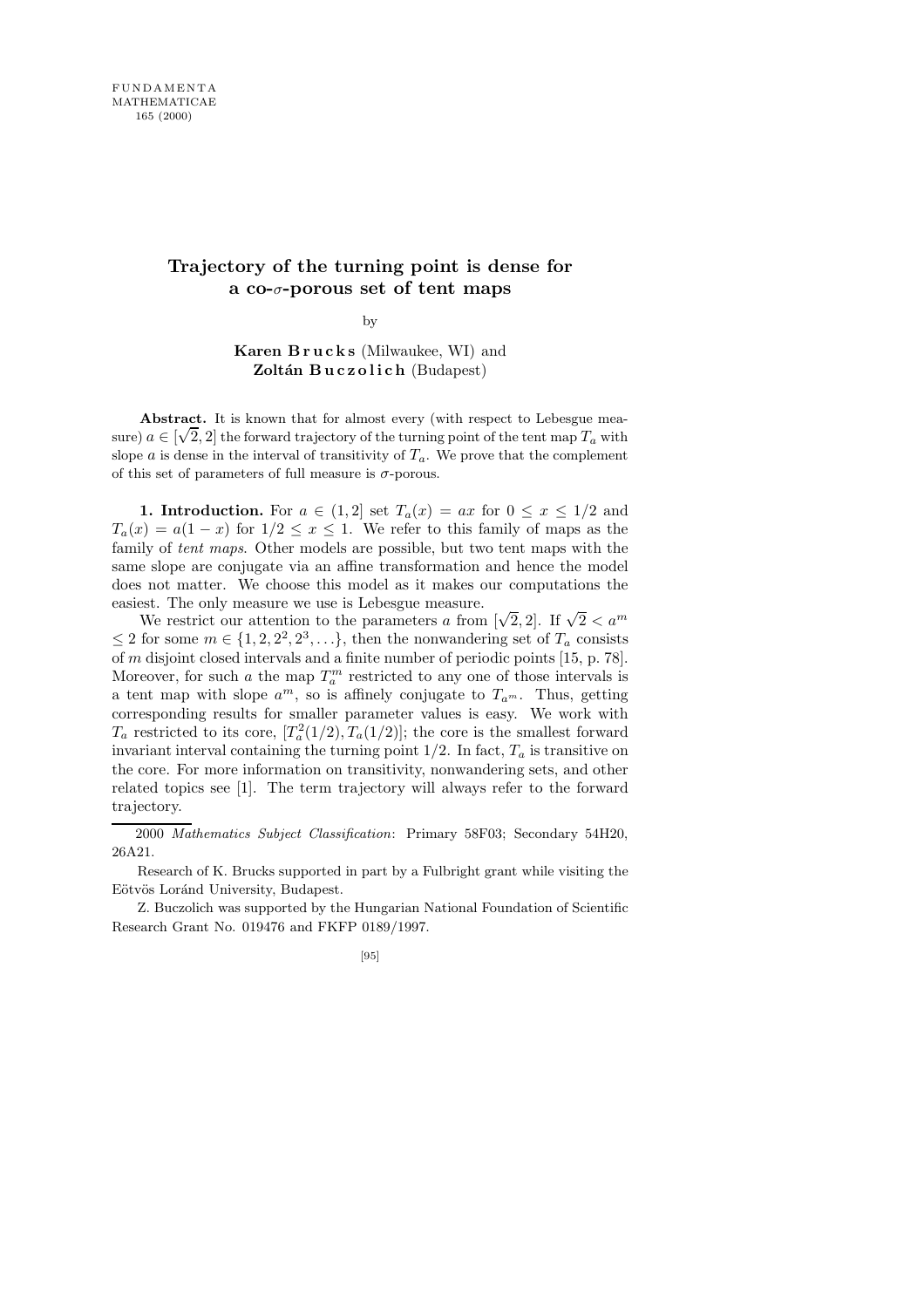# Trajectory of the turning point is dense for a co-$\sigma$-porous set of tent maps

by

**Karen Brucks** (Milwaukee, WI) and **Zoltán Buczolich** (Budapest)

**Abstract.** It is known that for almost every (with respect to Lebesgue measure) $a \in [\sqrt{2}, 2]$ the forward trajectory of the turning point of the tent map $T_a$ with slope $a$ is dense in the interval of transitivity of $T_a$. We prove that the complement of this set of parameters of full measure is $\sigma$-porous.

**1. Introduction.** For $a \in (1, 2]$ set $T_a(x) = ax$ for $0 \le x \le 1/2$ and $T_a(x) = a(1 - x)$ for $1/2 \le x \le 1$. We refer to this family of maps as the family of *tent maps*. Other models are possible, but two tent maps with the same slope are conjugate via an affine transformation and hence the model does not matter. We choose this model as it makes our computations the easiest. The only measure we use is Lebesgue measure.

We restrict our attention to the parameters $a$ from $[\sqrt{2}, 2]$. If $\sqrt{2} < a^m \le 2$ for some $m \in \{1, 2, 2^2, 2^3, \ldots\}$, then the nonwandering set of $T_a$ consists of $m$ disjoint closed intervals and a finite number of periodic points [15, p. 78]. Moreover, for such $a$ the map $T_a^m$ restricted to any one of those intervals is a tent map with slope $a^m$, so is affinely conjugate to $T_{a^m}$. Thus, getting corresponding results for smaller parameter values is easy. We work with $T_a$ restricted to its core, $[T_a^2(1/2), T_a(1/2)]$; the core is the smallest forward invariant interval containing the turning point $1/2$. In fact, $T_a$ is transitive on the core. For more information on transitivity, nonwandering sets, and other related topics see [1]. The term trajectory will always refer to the forward trajectory.

2000 *Mathematics Subject Classification*: Primary 58F03; Secondary 54H20, 26A21.

Research of K. Brucks supported in part by a Fulbright grant while visiting the Eötvös Loránd University, Budapest.

Z. Buczolich was supported by the Hungarian National Foundation of Scientific Research Grant No. 019476 and FKFP 0189/1997.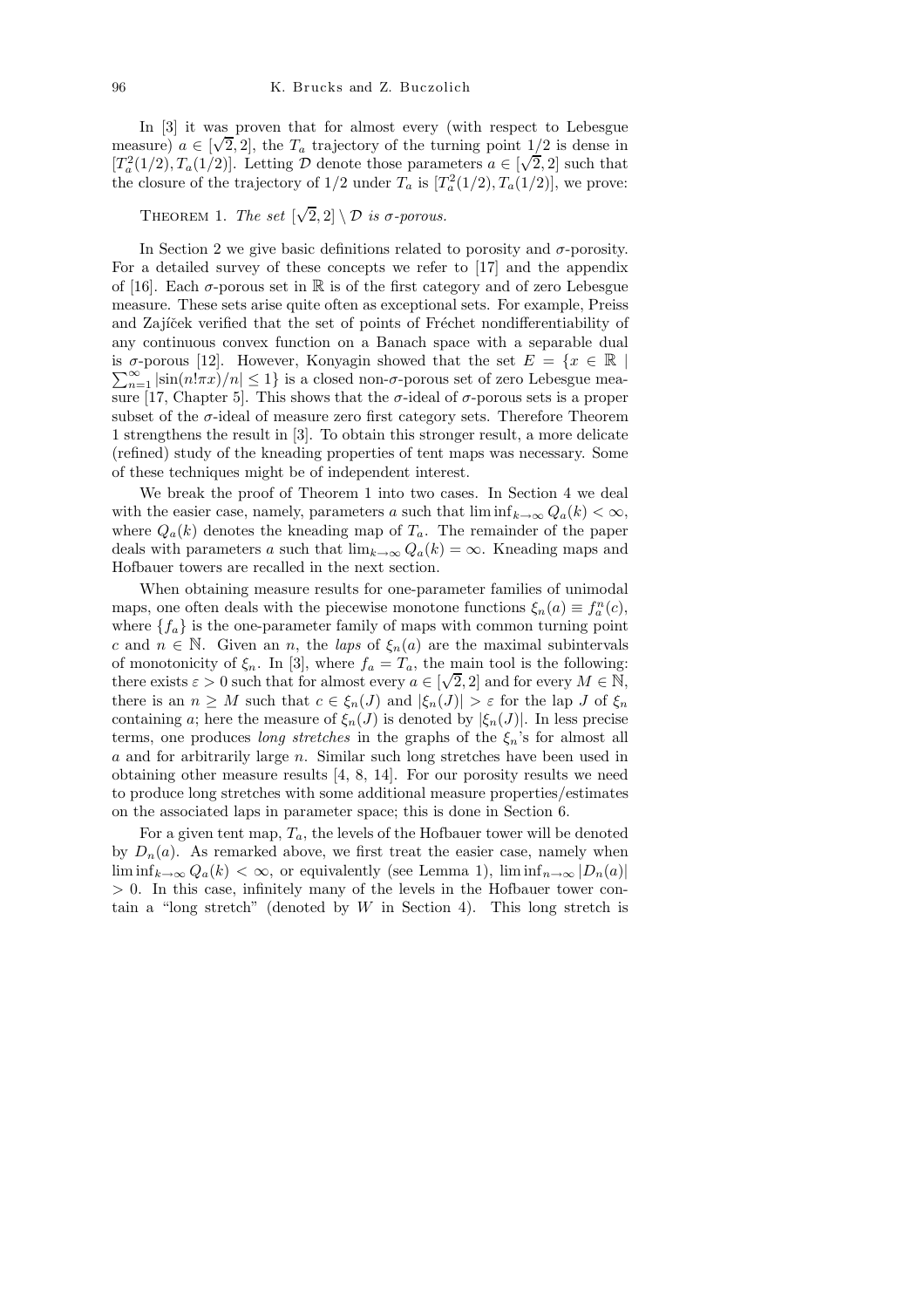In [3] it was proven that for almost every (with respect to Lebesgue measure) $a \in [\sqrt{2}, 2]$, the $T_a$ trajectory of the turning point $1/2$ is dense in $[T_a^2(1/2), T_a(1/2)]$. Letting $\mathcal{D}$ denote those parameters $a \in [\sqrt{2}, 2]$ such that the closure of the trajectory of $1/2$ under $T_a$ is $[T_a^2(1/2), T_a(1/2)]$, we prove:

THEOREM 1. *The set* $[\sqrt{2}, 2] \setminus \mathcal{D}$ *is* $\sigma$*-porous.*

In Section 2 we give basic definitions related to porosity and $\sigma$-porosity. For a detailed survey of these concepts we refer to [17] and the appendix of [16]. Each $\sigma$-porous set in $\mathbb{R}$ is of the first category and of zero Lebesgue measure. These sets arise quite often as exceptional sets. For example, Preiss and Zajíček verified that the set of points of Fréchet nondifferentiability of any continuous convex function on a Banach space with a separable dual is $\sigma$-porous [12]. However, Konyagin showed that the set $E = \{x \in \mathbb{R} \mid \sum_{n=1}^{\infty} |\sin(n!\pi x)/n| \leq 1\}$ is a closed non-$\sigma$-porous set of zero Lebesgue measure [17, Chapter 5]. This shows that the $\sigma$-ideal of $\sigma$-porous sets is a proper subset of the $\sigma$-ideal of measure zero first category sets. Therefore Theorem 1 strengthens the result in [3]. To obtain this stronger result, a more delicate (refined) study of the kneading properties of tent maps was necessary. Some of these techniques might be of independent interest.

We break the proof of Theorem 1 into two cases. In Section 4 we deal with the easier case, namely, parameters $a$ such that $\liminf_{k\to\infty} Q_a(k) < \infty$, where $Q_a(k)$ denotes the kneading map of $T_a$. The remainder of the paper deals with parameters $a$ such that $\lim_{k\to\infty} Q_a(k) = \infty$. Kneading maps and Hofbauer towers are recalled in the next section.

When obtaining measure results for one-parameter families of unimodal maps, one often deals with the piecewise monotone functions $\xi_n(a) \equiv f_a^n(c)$, where $\{f_a\}$ is the one-parameter family of maps with common turning point $c$ and $n \in \mathbb{N}$. Given an $n$, the *laps* of $\xi_n(a)$ are the maximal subintervals of monotonicity of $\xi_n$. In [3], where $f_a = T_a$, the main tool is the following: there exists $\varepsilon > 0$ such that for almost every $a \in [\sqrt{2}, 2]$ and for every $M \in \mathbb{N}$, there is an $n \geq M$ such that $c \in \xi_n(J)$ and $|\xi_n(J)| > \varepsilon$ for the lap $J$ of $\xi_n$ containing $a$; here the measure of $\xi_n(J)$ is denoted by $|\xi_n(J)|$. In less precise terms, one produces *long stretches* in the graphs of the $\xi_n$'s for almost all $a$ and for arbitrarily large $n$. Similar such long stretches have been used in obtaining other measure results [4, 8, 14]. For our porosity results we need to produce long stretches with some additional measure properties/estimates on the associated laps in parameter space; this is done in Section 6.

For a given tent map, $T_a$, the levels of the Hofbauer tower will be denoted by $D_n(a)$. As remarked above, we first treat the easier case, namely when $\liminf_{k\to\infty} Q_a(k) < \infty$, or equivalently (see Lemma 1), $\liminf_{n\to\infty} |D_n(a)| > 0$. In this case, infinitely many of the levels in the Hofbauer tower contain a "long stretch" (denoted by $W$ in Section 4). This long stretch is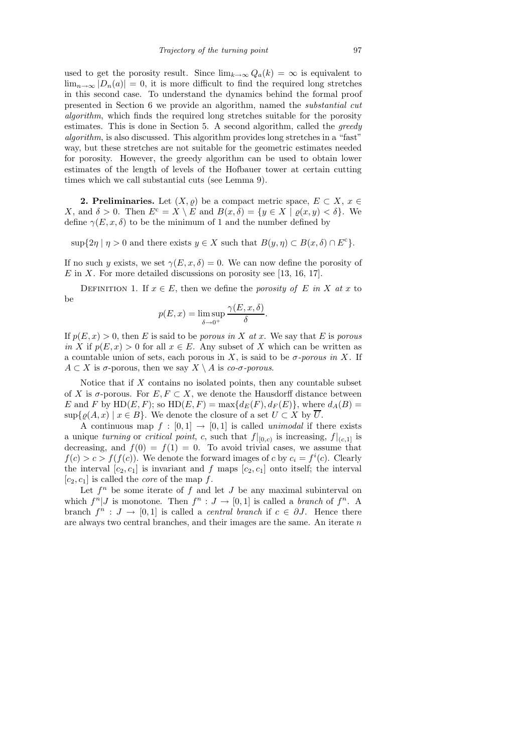used to get the porosity result. Since $\lim_{k\to\infty} Q_a(k) = \infty$ is equivalent to $\lim_{n\to\infty} |D_n(a)| = 0$, it is more difficult to find the required long stretches in this second case. To understand the dynamics behind the formal proof presented in Section 6 we provide an algorithm, named the *substantial cut algorithm*, which finds the required long stretches suitable for the porosity estimates. This is done in Section 5. A second algorithm, called the *greedy algorithm*, is also discussed. This algorithm provides long stretches in a "fast" way, but these stretches are not suitable for the geometric estimates needed for porosity. However, the greedy algorithm can be used to obtain lower estimates of the length of levels of the Hofbauer tower at certain cutting times which we call substantial cuts (see Lemma 9).

**2. Preliminaries.** Let $(X, \varrho)$ be a compact metric space, $E \subset X$, $x \in X$, and $\delta > 0$. Then $E^{\mathrm{c}} = X \setminus E$ and $B(x, \delta) = \{y \in X \mid \varrho(x, y) < \delta\}$. We define $\gamma(E, x, \delta)$ to be the minimum of 1 and the number defined by

$$\sup\{2\eta \mid \eta > 0 \text{ and there exists } y \in X \text{ such that } B(y, \eta) \subset B(x, \delta) \cap E^{\mathrm{c}}\}.$$

If no such $y$ exists, we set $\gamma(E, x, \delta) = 0$. We can now define the porosity of $E$ in $X$. For more detailed discussions on porosity see [13, 16, 17].

Definition 1. If $x \in E$, then we define the *porosity of $E$ in $X$ at $x$* to be

$$p(E, x) = \limsup_{\delta \to 0^+} \frac{\gamma(E, x, \delta)}{\delta}.$$

If $p(E, x) > 0$, then $E$ is said to be *porous in $X$ at $x$*. We say that $E$ is *porous in $X$* if $p(E, x) > 0$ for all $x \in E$. Any subset of $X$ which can be written as a countable union of sets, each porous in $X$, is said to be *$\sigma$-porous in $X$*. If $A \subset X$ is $\sigma$-porous, then we say $X \setminus A$ is *co-$\sigma$-porous*.

Notice that if $X$ contains no isolated points, then any countable subset of $X$ is $\sigma$-porous. For $E, F \subset X$, we denote the Hausdorff distance between $E$ and $F$ by $\mathrm{HD}(E, F)$; so $\mathrm{HD}(E, F) = \max\{d_E(F), d_F(E)\}$, where $d_A(B) = \sup\{\varrho(A, x) \mid x \in B\}$. We denote the closure of a set $U \subset X$ by $\overline{U}$.

A continuous map $f : [0, 1] \to [0, 1]$ is called *unimodal* if there exists a unique *turning* or *critical point*, $c$, such that $f|_{[0,c)}$ is increasing, $f|_{(c,1]}$ is decreasing, and $f(0) = f(1) = 0$. To avoid trivial cases, we assume that $f(c) > c > f(f(c))$. We denote the forward images of $c$ by $c_i = f^i(c)$. Clearly the interval $[c_2, c_1]$ is invariant and $f$ maps $[c_2, c_1]$ onto itself; the interval $[c_2, c_1]$ is called the *core* of the map $f$.

Let $f^n$ be some iterate of $f$ and let $J$ be any maximal subinterval on which $f^n|J$ is monotone. Then $f^n : J \to [0, 1]$ is called a *branch* of $f^n$. A branch $f^n : J \to [0, 1]$ is called a *central branch* if $c \in \partial J$. Hence there are always two central branches, and their images are the same. An iterate $n$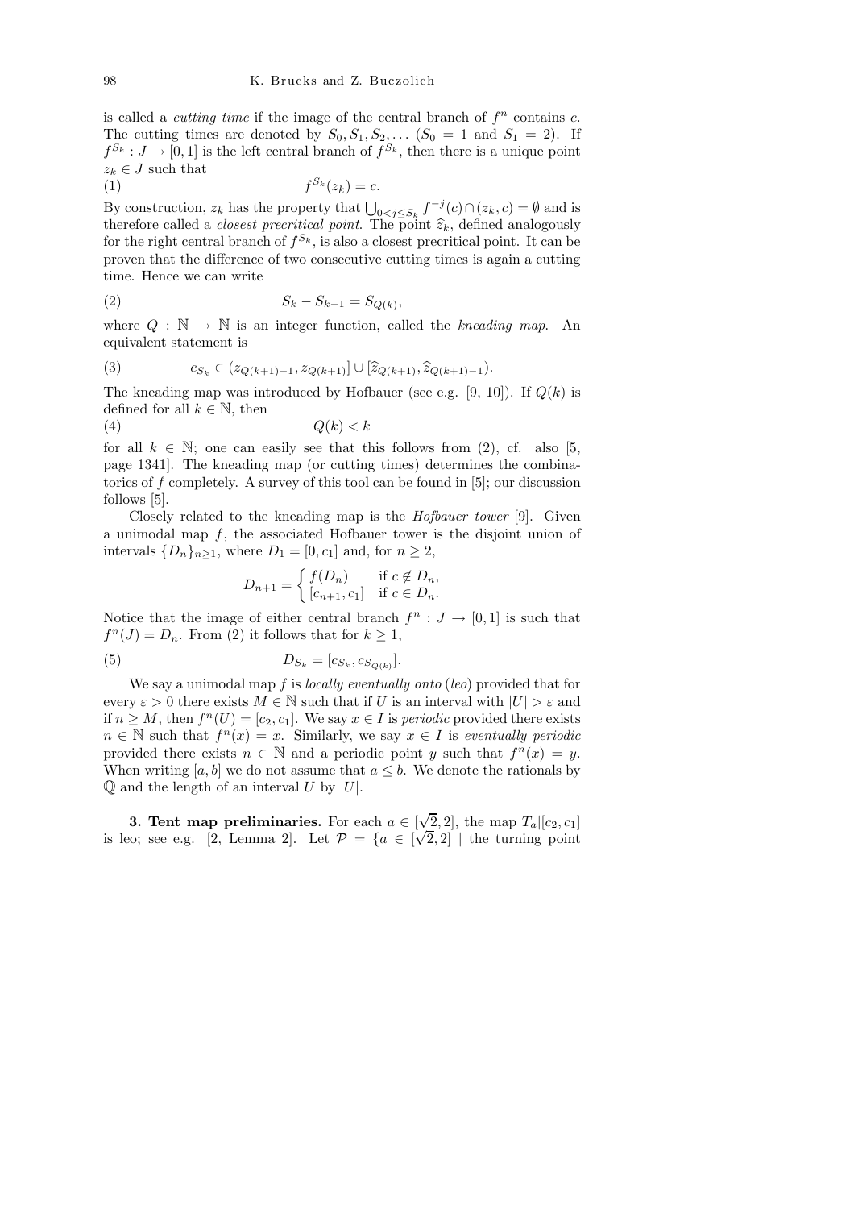is called a *cutting time* if the image of the central branch of $f^n$ contains $c$. The cutting times are denoted by $S_0, S_1, S_2, \dots$ ($S_0 = 1$ and $S_1 = 2$). If $f^{S_k} : J \to [0,1]$ is the left central branch of $f^{S_k}$, then there is a unique point $z_k \in J$ such that

$$f^{S_k}(z_k) = c. \tag{1}$$

By construction, $z_k$ has the property that $\bigcup_{0<j\le S_k} f^{-j}(c) \cap (z_k, c) = \emptyset$ and is therefore called a *closest precritical point*. The point $\widehat{z}_k$, defined analogously for the right central branch of $f^{S_k}$, is also a closest precritical point. It can be proven that the difference of two consecutive cutting times is again a cutting time. Hence we can write

$$S_k - S_{k-1} = S_{Q(k)}, \tag{2}$$

where $Q : \mathbb{N} \to \mathbb{N}$ is an integer function, called the *kneading map*. An equivalent statement is

$$c_{S_k} \in (z_{Q(k+1)-1}, z_{Q(k+1)}] \cup [\widehat{z}_{Q(k+1)}, \widehat{z}_{Q(k+1)-1}). \tag{3}$$

The kneading map was introduced by Hofbauer (see e.g. [9, 10]). If $Q(k)$ is defined for all $k \in \mathbb{N}$, then

$$Q(k) < k \tag{4}$$

for all $k \in \mathbb{N}$; one can easily see that this follows from (2), cf. also [5, page 1341]. The kneading map (or cutting times) determines the combinatorics of $f$ completely. A survey of this tool can be found in [5]; our discussion follows [5].

Closely related to the kneading map is the *Hofbauer tower* [9]. Given a unimodal map $f$, the associated Hofbauer tower is the disjoint union of intervals $\{D_n\}_{n\ge1}$, where $D_1 = [0, c_1]$ and, for $n \ge 2$,

$$D_{n+1} = \begin{cases} f(D_n) & \text{if } c \notin D_n, \\ [c_{n+1}, c_1] & \text{if } c \in D_n. \end{cases}$$

Notice that the image of either central branch $f^n : J \to [0,1]$ is such that $f^n(J) = D_n$. From (2) it follows that for $k \ge 1$,

$$D_{S_k} = [c_{S_k}, c_{S_{Q(k)}}]. \tag{5}$$

We say a unimodal map $f$ is *locally eventually onto* (*leo*) provided that for every $\varepsilon > 0$ there exists $M \in \mathbb{N}$ such that if $U$ is an interval with $|U| > \varepsilon$ and if $n \ge M$, then $f^n(U) = [c_2, c_1]$. We say $x \in I$ is *periodic* provided there exists $n \in \mathbb{N}$ such that $f^n(x) = x$. Similarly, we say $x \in I$ is *eventually periodic* provided there exists $n \in \mathbb{N}$ and a periodic point $y$ such that $f^n(x) = y$. When writing $[a,b]$ we do not assume that $a \le b$. We denote the rationals by $\mathbb{Q}$ and the length of an interval $U$ by $|U|$.

**3. Tent map preliminaries.** For each $a \in [\sqrt{2}, 2]$, the map $T_a|[c_2, c_1]$ is leo; see e.g. [2, Lemma 2]. Let $\mathcal{P} = \{a \in [\sqrt{2}, 2] \mid$ the turning point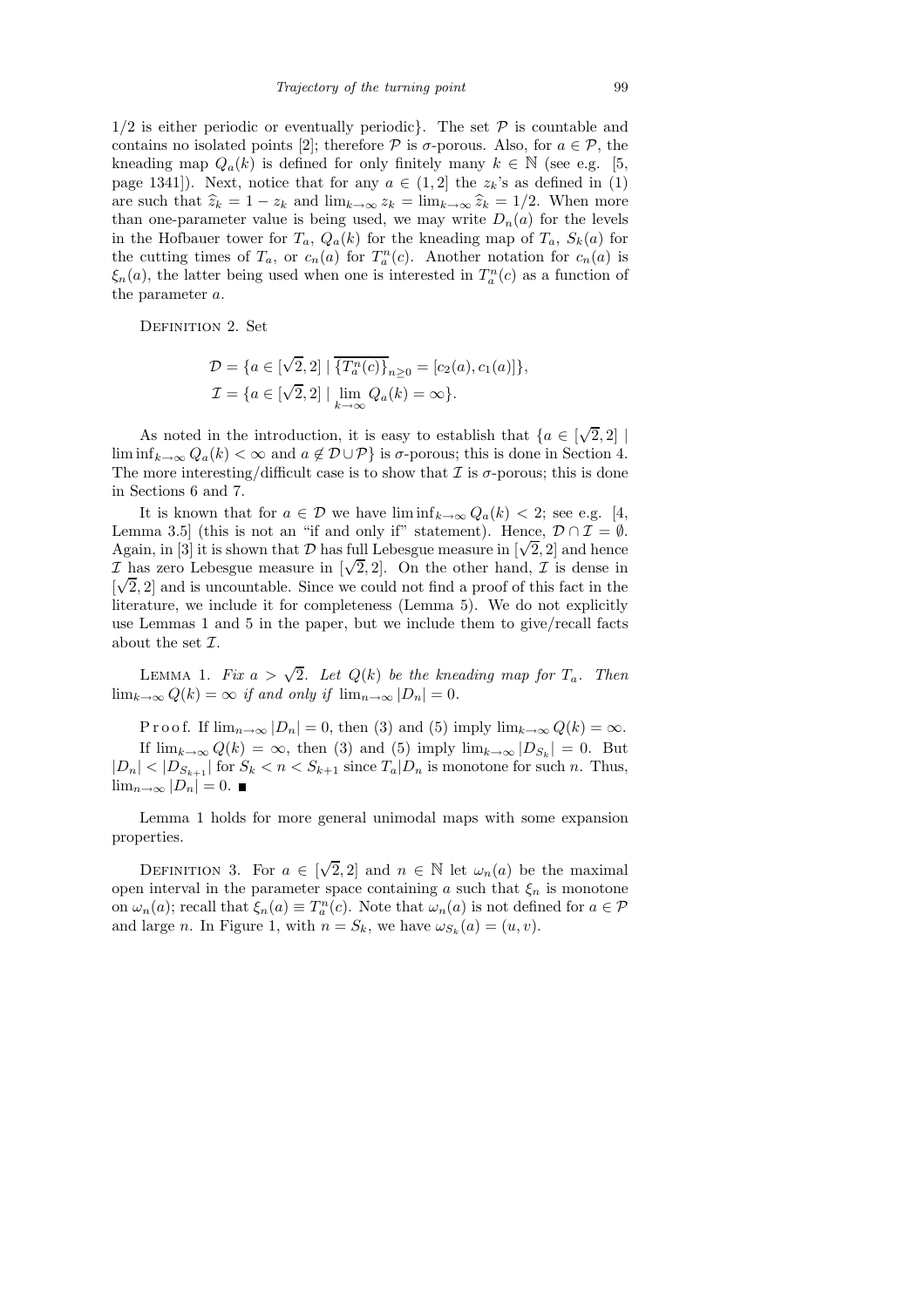$1/2$ is either periodic or eventually periodic}. The set $\mathcal{P}$ is countable and contains no isolated points [2]; therefore $\mathcal{P}$ is $\sigma$-porous. Also, for $a \in \mathcal{P}$, the kneading map $Q_a(k)$ is defined for only finitely many $k \in \mathbb{N}$ (see e.g. [5, page 1341]). Next, notice that for any $a \in (1,2]$ the $z_k$'s as defined in (1) are such that $\widehat{z}_k = 1 - z_k$ and $\lim_{k\to\infty} z_k = \lim_{k\to\infty} \widehat{z}_k = 1/2$. When more than one-parameter value is being used, we may write $D_n(a)$ for the levels in the Hofbauer tower for $T_a$, $Q_a(k)$ for the kneading map of $T_a$, $S_k(a)$ for the cutting times of $T_a$, or $c_n(a)$ for $T_a^n(c)$. Another notation for $c_n(a)$ is $\xi_n(a)$, the latter being used when one is interested in $T_a^n(c)$ as a function of the parameter $a$.

Definition 2. Set

$$\mathcal{D} = \{a \in [\sqrt{2}, 2] \mid \overline{\{T_a^n(c)\}}_{n\geq 0} = [c_2(a), c_1(a)]\},$$
$$\mathcal{I} = \{a \in [\sqrt{2}, 2] \mid \lim_{k\to\infty} Q_a(k) = \infty\}.$$

As noted in the introduction, it is easy to establish that $\{a \in [\sqrt{2}, 2] \mid \liminf_{k\to\infty} Q_a(k) < \infty \text{ and } a \notin \mathcal{D} \cup \mathcal{P}\}$ is $\sigma$-porous; this is done in Section 4. The more interesting/difficult case is to show that $\mathcal{I}$ is $\sigma$-porous; this is done in Sections 6 and 7.

It is known that for $a \in \mathcal{D}$ we have $\liminf_{k\to\infty} Q_a(k) < 2$; see e.g. [4, Lemma 3.5] (this is not an "if and only if" statement). Hence, $\mathcal{D} \cap \mathcal{I} = \emptyset$. Again, in [3] it is shown that $\mathcal{D}$ has full Lebesgue measure in $[\sqrt{2}, 2]$ and hence $\mathcal{I}$ has zero Lebesgue measure in $[\sqrt{2}, 2]$. On the other hand, $\mathcal{I}$ is dense in $[\sqrt{2}, 2]$ and is uncountable. Since we could not find a proof of this fact in the literature, we include it for completeness (Lemma 5). We do not explicitly use Lemmas 1 and 5 in the paper, but we include them to give/recall facts about the set $\mathcal{I}$.

Lemma 1. *Fix $a > \sqrt{2}$. Let $Q(k)$ be the kneading map for $T_a$. Then $\lim_{k\to\infty} Q(k) = \infty$ if and only if $\lim_{n\to\infty} |D_n| = 0$.*

Proof. If $\lim_{n\to\infty} |D_n| = 0$, then (3) and (5) imply $\lim_{k\to\infty} Q(k) = \infty$.

If $\lim_{k\to\infty} Q(k) = \infty$, then (3) and (5) imply $\lim_{k\to\infty} |D_{S_k}| = 0$. But $|D_n| < |D_{S_{k+1}}|$ for $S_k < n < S_{k+1}$ since $T_a|D_n$ is monotone for such $n$. Thus, $\lim_{n\to\infty} |D_n| = 0$. ∎

Lemma 1 holds for more general unimodal maps with some expansion properties.

Definition 3. For $a \in [\sqrt{2}, 2]$ and $n \in \mathbb{N}$ let $\omega_n(a)$ be the maximal open interval in the parameter space containing $a$ such that $\xi_n$ is monotone on $\omega_n(a)$; recall that $\xi_n(a) \equiv T_a^n(c)$. Note that $\omega_n(a)$ is not defined for $a \in \mathcal{P}$ and large $n$. In Figure 1, with $n = S_k$, we have $\omega_{S_k}(a) = (u, v)$.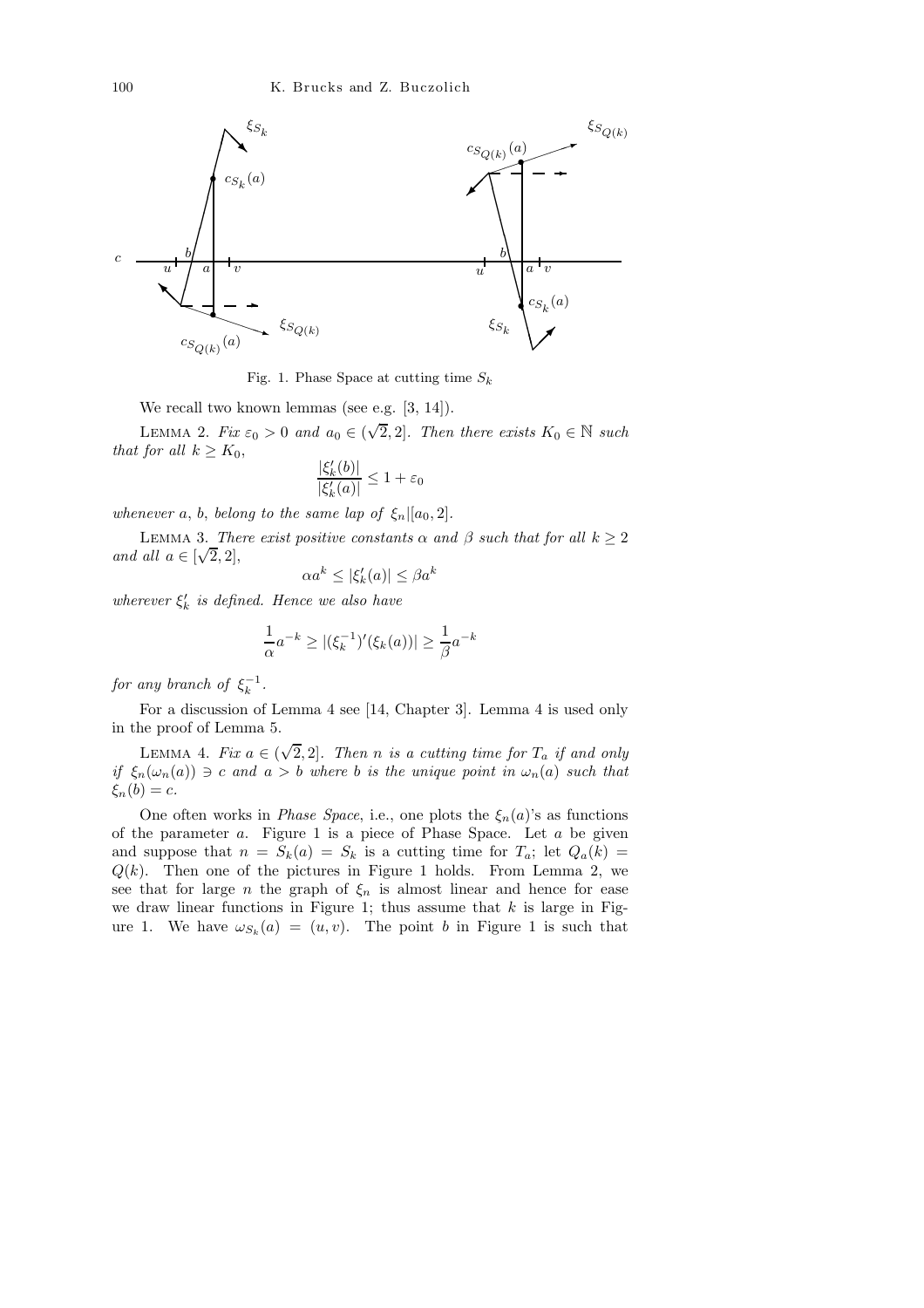Fig. 1. Phase Space at cutting time $S_k$

We recall two known lemmas (see e.g. [3, 14]).

Lemma 2. *Fix* $\varepsilon_0 > 0$ *and* $a_0 \in (\sqrt{2}, 2]$. *Then there exists* $K_0 \in \mathbb{N}$ *such that for all* $k \geq K_0$,

$$\frac{|\xi_k'(b)|}{|\xi_k'(a)|} \leq 1 + \varepsilon_0$$

*whenever* $a$, $b$, *belong to the same lap of* $\xi_n|[a_0, 2]$.

Lemma 3. *There exist positive constants* $\alpha$ *and* $\beta$ *such that for all* $k \geq 2$ *and all* $a \in [\sqrt{2}, 2]$,

$$\alpha a^k \leq |\xi_k'(a)| \leq \beta a^k$$

*wherever* $\xi_k'$ *is defined. Hence we also have*

$$\frac{1}{\alpha} a^{-k} \geq |(\xi_k^{-1})'(\xi_k(a))| \geq \frac{1}{\beta} a^{-k}$$

*for any branch of* $\xi_k^{-1}$.

For a discussion of Lemma 4 see [14, Chapter 3]. Lemma 4 is used only in the proof of Lemma 5.

Lemma 4. *Fix* $a \in (\sqrt{2}, 2]$. *Then* $n$ *is a cutting time for* $T_a$ *if and only if* $\xi_n(\omega_n(a)) \ni c$ *and* $a > b$ *where* $b$ *is the unique point in* $\omega_n(a)$ *such that* $\xi_n(b) = c$.

One often works in *Phase Space*, i.e., one plots the $\xi_n(a)$'s as functions of the parameter $a$. Figure 1 is a piece of Phase Space. Let $a$ be given and suppose that $n = S_k(a) = S_k$ is a cutting time for $T_a$; let $Q_a(k) = Q(k)$. Then one of the pictures in Figure 1 holds. From Lemma 2, we see that for large $n$ the graph of $\xi_n$ is almost linear and hence for ease we draw linear functions in Figure 1; thus assume that $k$ is large in Figure 1. We have $\omega_{S_k}(a) = (u, v)$. The point $b$ in Figure 1 is such that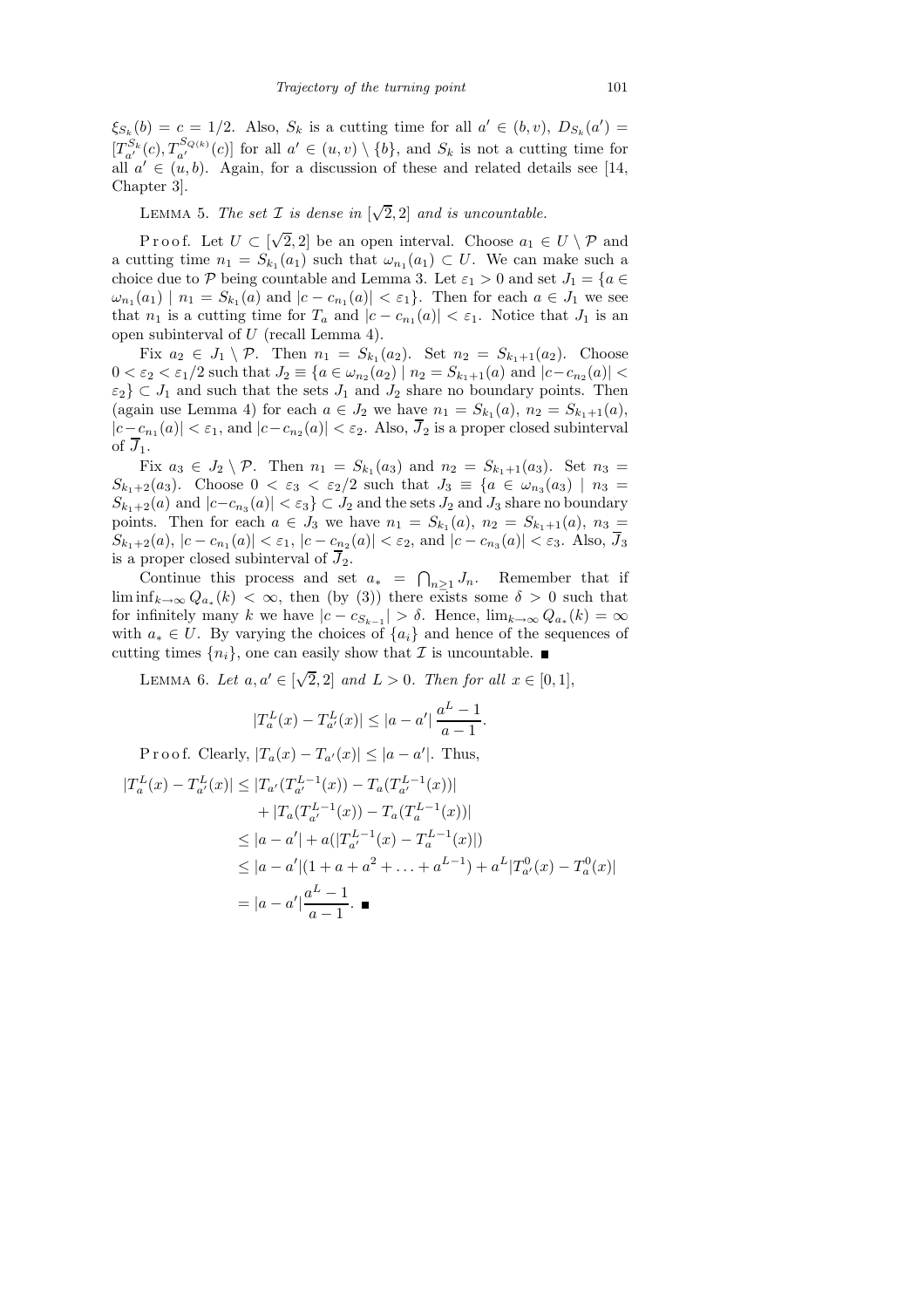$\xi_{S_k}(b) = c = 1/2$. Also, $S_k$ is a cutting time for all $a' \in (b, v)$, $D_{S_k}(a') = [T_{a'}^{S_k}(c), T_{a'}^{S_{Q(k)}}(c)]$ for all $a' \in (u, v) \setminus \{b\}$, and $S_k$ is not a cutting time for all $a' \in (u, b)$. Again, for a discussion of these and related details see [14, Chapter 3].

LEMMA 5. *The set $\mathcal{I}$ is dense in $[\sqrt{2}, 2]$ and is uncountable.*

Proof. Let $U \subset [\sqrt{2}, 2]$ be an open interval. Choose $a_1 \in U \setminus \mathcal{P}$ and a cutting time $n_1 = S_{k_1}(a_1)$ such that $\omega_{n_1}(a_1) \subset U$. We can make such a choice due to $\mathcal{P}$ being countable and Lemma 3. Let $\varepsilon_1 > 0$ and set $J_1 = \{a \in \omega_{n_1}(a_1) \mid n_1 = S_{k_1}(a) \text{ and } |c - c_{n_1}(a)| < \varepsilon_1\}$. Then for each $a \in J_1$ we see that $n_1$ is a cutting time for $T_a$ and $|c - c_{n_1}(a)| < \varepsilon_1$. Notice that $J_1$ is an open subinterval of $U$ (recall Lemma 4).

Fix $a_2 \in J_1 \setminus \mathcal{P}$. Then $n_1 = S_{k_1}(a_2)$. Set $n_2 = S_{k_1+1}(a_2)$. Choose $0 < \varepsilon_2 < \varepsilon_1/2$ such that $J_2 \equiv \{a \in \omega_{n_2}(a_2) \mid n_2 = S_{k_1+1}(a) \text{ and } |c - c_{n_2}(a)| < \varepsilon_2\} \subset J_1$ and such that the sets $J_1$ and $J_2$ share no boundary points. Then (again use Lemma 4) for each $a \in J_2$ we have $n_1 = S_{k_1}(a)$, $n_2 = S_{k_1+1}(a)$, $|c - c_{n_1}(a)| < \varepsilon_1$, and $|c - c_{n_2}(a)| < \varepsilon_2$. Also, $\overline{J}_2$ is a proper closed subinterval of $\overline{J}_1$.

Fix $a_3 \in J_2 \setminus \mathcal{P}$. Then $n_1 = S_{k_1}(a_3)$ and $n_2 = S_{k_1+1}(a_3)$. Set $n_3 = S_{k_1+2}(a_3)$. Choose $0 < \varepsilon_3 < \varepsilon_2/2$ such that $J_3 \equiv \{a \in \omega_{n_3}(a_3) \mid n_3 = S_{k_1+2}(a) \text{ and } |c - c_{n_3}(a)| < \varepsilon_3\} \subset J_2$ and the sets $J_2$ and $J_3$ share no boundary points. Then for each $a \in J_3$ we have $n_1 = S_{k_1}(a)$, $n_2 = S_{k_1+1}(a)$, $n_3 = S_{k_1+2}(a)$, $|c - c_{n_1}(a)| < \varepsilon_1$, $|c - c_{n_2}(a)| < \varepsilon_2$, and $|c - c_{n_3}(a)| < \varepsilon_3$. Also, $\overline{J}_3$ is a proper closed subinterval of $\overline{J}_2$.

Continue this process and set $a_* = \bigcap_{n \geq 1} J_n$. Remember that if $\liminf_{k\to\infty} Q_{a_*}(k) < \infty$, then (by (3)) there exists some $\delta > 0$ such that for infinitely many $k$ we have $|c - c_{S_{k-1}}| > \delta$. Hence, $\lim_{k\to\infty} Q_{a_*}(k) = \infty$ with $a_* \in U$. By varying the choices of $\{a_i\}$ and hence of the sequences of cutting times $\{n_i\}$, one can easily show that $\mathcal{I}$ is uncountable. ∎

LEMMA 6. *Let $a, a' \in [\sqrt{2}, 2]$ and $L > 0$. Then for all $x \in [0, 1]$,*

$$|T_a^L(x) - T_{a'}^L(x)| \leq |a - a'| \, \frac{a^L - 1}{a - 1}.$$

Proof. Clearly, $|T_a(x) - T_{a'}(x)| \leq |a - a'|$. Thus,

$$\begin{aligned}
|T_a^L(x) - T_{a'}^L(x)| &\leq |T_{a'}(T_{a'}^{L-1}(x)) - T_a(T_{a'}^{L-1}(x))| \\
&\quad + |T_a(T_{a'}^{L-1}(x)) - T_a(T_a^{L-1}(x))| \\
&\leq |a - a'| + a(|T_{a'}^{L-1}(x) - T_a^{L-1}(x)|) \\
&\leq |a - a'|(1 + a + a^2 + \ldots + a^{L-1}) + a^L |T_{a'}^0(x) - T_a^0(x)| \\
&= |a - a'| \frac{a^L - 1}{a - 1}. \ ∎
\end{aligned}$$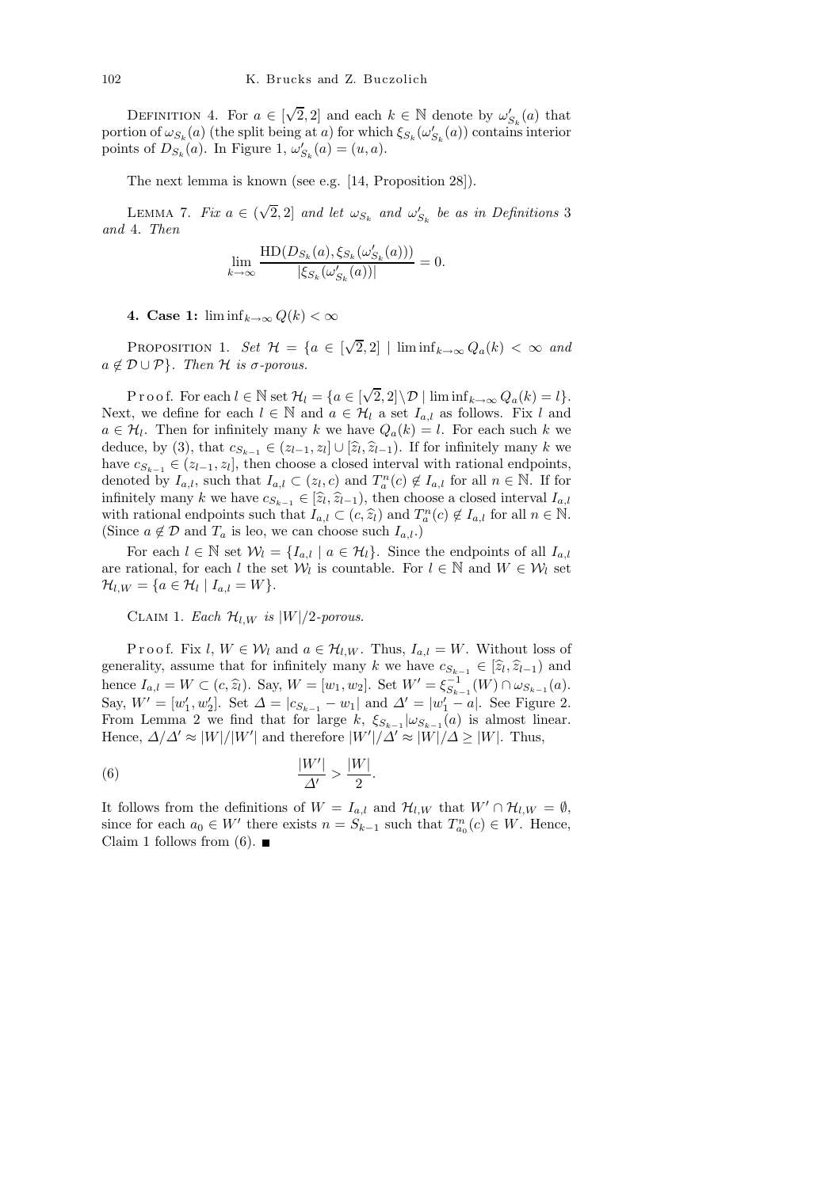Definition 4. For $a \in [\sqrt{2}, 2]$ and each $k \in \mathbb{N}$ denote by $\omega'_{S_k}(a)$ that portion of $\omega_{S_k}(a)$ (the split being at $a$) for which $\xi_{S_k}(\omega'_{S_k}(a))$ contains interior points of $D_{S_k}(a)$. In Figure 1, $\omega'_{S_k}(a) = (u, a)$.

The next lemma is known (see e.g. [14, Proposition 28]).

Lemma 7. *Fix $a \in (\sqrt{2}, 2]$ and let $\omega_{S_k}$ and $\omega'_{S_k}$ be as in Definitions 3 and 4. Then*

$$\lim_{k \to \infty} \frac{\mathrm{HD}(D_{S_k}(a), \xi_{S_k}(\omega'_{S_k}(a)))}{|\xi_{S_k}(\omega'_{S_k}(a))|} = 0.$$

## 4. Case 1: $\liminf_{k\to\infty} Q(k) < \infty$

Proposition 1. *Set $\mathcal{H} = \{a \in [\sqrt{2}, 2] \mid \liminf_{k\to\infty} Q_a(k) < \infty$ and $a \notin \mathcal{D} \cup \mathcal{P}\}$. Then $\mathcal{H}$ is $\sigma$-porous.*

Proof. For each $l \in \mathbb{N}$ set $\mathcal{H}_l = \{a \in [\sqrt{2}, 2] \setminus \mathcal{D} \mid \liminf_{k\to\infty} Q_a(k) = l\}$. Next, we define for each $l \in \mathbb{N}$ and $a \in \mathcal{H}_l$ a set $I_{a,l}$ as follows. Fix $l$ and $a \in \mathcal{H}_l$. Then for infinitely many $k$ we have $Q_a(k) = l$. For each such $k$ we deduce, by (3), that $c_{S_{k-1}} \in (z_{l-1}, z_l] \cup [\widehat{z}_l, \widehat{z}_{l-1})$. If for infinitely many $k$ we have $c_{S_{k-1}} \in (z_{l-1}, z_l]$, then choose a closed interval with rational endpoints, denoted by $I_{a,l}$, such that $I_{a,l} \subset (z_l, c)$ and $T^n_a(c) \notin I_{a,l}$ for all $n \in \mathbb{N}$. If for infinitely many $k$ we have $c_{S_{k-1}} \in [\widehat{z}_l, \widehat{z}_{l-1})$, then choose a closed interval $I_{a,l}$ with rational endpoints such that $I_{a,l} \subset (c, \widehat{z}_l)$ and $T^n_a(c) \notin I_{a,l}$ for all $n \in \mathbb{N}$. (Since $a \notin \mathcal{D}$ and $T_a$ is leo, we can choose such $I_{a,l}$.)

For each $l \in \mathbb{N}$ set $\mathcal{W}_l = \{I_{a,l} \mid a \in \mathcal{H}_l\}$. Since the endpoints of all $I_{a,l}$ are rational, for each $l$ the set $\mathcal{W}_l$ is countable. For $l \in \mathbb{N}$ and $W \in \mathcal{W}_l$ set $\mathcal{H}_{l,W} = \{a \in \mathcal{H}_l \mid I_{a,l} = W\}$.

Claim 1. *Each $\mathcal{H}_{l,W}$ is $|W|/2$-porous.*

Proof. Fix $l$, $W \in \mathcal{W}_l$ and $a \in \mathcal{H}_{l,W}$. Thus, $I_{a,l} = W$. Without loss of generality, assume that for infinitely many $k$ we have $c_{S_{k-1}} \in [\widehat{z}_l, \widehat{z}_{l-1})$ and hence $I_{a,l} = W \subset (c, \widehat{z}_l)$. Say, $W = [w_1, w_2]$. Set $W' = \xi^{-1}_{S_{k-1}}(W) \cap \omega_{S_{k-1}}(a)$. Say, $W' = [w'_1, w'_2]$. Set $\Delta = |c_{S_{k-1}} - w_1|$ and $\Delta' = |w'_1 - a|$. See Figure 2. From Lemma 2 we find that for large $k$, $\xi_{S_{k-1}}|\omega_{S_{k-1}}(a)$ is almost linear. Hence, $\Delta/\Delta' \approx |W|/|W'|$ and therefore $|W'|/\Delta' \approx |W|/\Delta \geq |W|$. Thus,

$$\frac{|W'|}{\Delta'} > \frac{|W|}{2}. \tag{6}$$

It follows from the definitions of $W = I_{a,l}$ and $\mathcal{H}_{l,W}$ that $W' \cap \mathcal{H}_{l,W} = \emptyset$, since for each $a_0 \in W'$ there exists $n = S_{k-1}$ such that $T^n_{a_0}(c) \in W$. Hence, Claim 1 follows from (6). ∎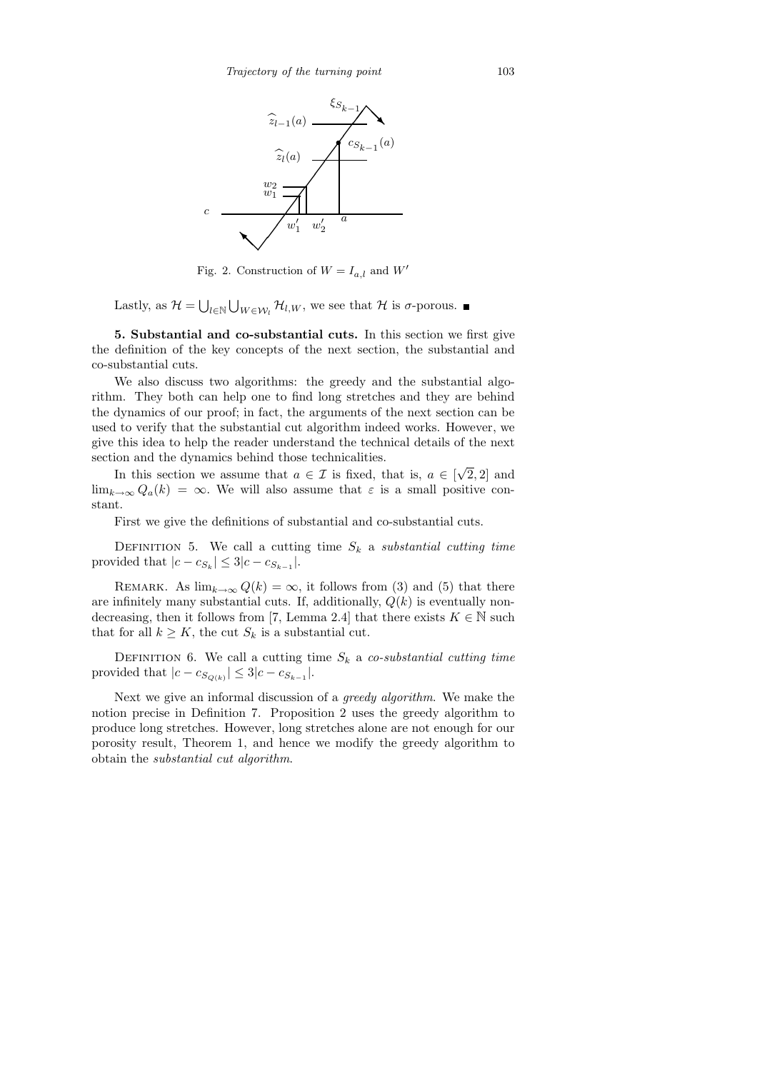Fig. 2. Construction of $W = I_{a,l}$ and $W'$

Lastly, as $\mathcal{H} = \bigcup_{l\in\mathbb{N}} \bigcup_{W\in\mathcal{W}_l} \mathcal{H}_{l,W}$, we see that $\mathcal{H}$ is $\sigma$-porous. ∎

**5. Substantial and co-substantial cuts.** In this section we first give the definition of the key concepts of the next section, the substantial and co-substantial cuts.

We also discuss two algorithms: the greedy and the substantial algorithm. They both can help one to find long stretches and they are behind the dynamics of our proof; in fact, the arguments of the next section can be used to verify that the substantial cut algorithm indeed works. However, we give this idea to help the reader understand the technical details of the next section and the dynamics behind those technicalities.

In this section we assume that $a \in \mathcal{I}$ is fixed, that is, $a \in [\sqrt{2}, 2]$ and $\lim_{k\to\infty} Q_a(k) = \infty$. We will also assume that $\varepsilon$ is a small positive constant.

First we give the definitions of substantial and co-substantial cuts.

Definition 5. We call a cutting time $S_k$ a *substantial cutting time* provided that $|c - c_{S_k}| \le 3|c - c_{S_{k-1}}|$.

Remark. As $\lim_{k\to\infty} Q(k) = \infty$, it follows from (3) and (5) that there are infinitely many substantial cuts. If, additionally, $Q(k)$ is eventually non-decreasing, then it follows from [7, Lemma 2.4] that there exists $K \in \mathbb{N}$ such that for all $k \ge K$, the cut $S_k$ is a substantial cut.

Definition 6. We call a cutting time $S_k$ a *co-substantial cutting time* provided that $|c - c_{S_{Q(k)}}| \le 3|c - c_{S_{k-1}}|$.

Next we give an informal discussion of a *greedy algorithm*. We make the notion precise in Definition 7. Proposition 2 uses the greedy algorithm to produce long stretches. However, long stretches alone are not enough for our porosity result, Theorem 1, and hence we modify the greedy algorithm to obtain the *substantial cut algorithm*.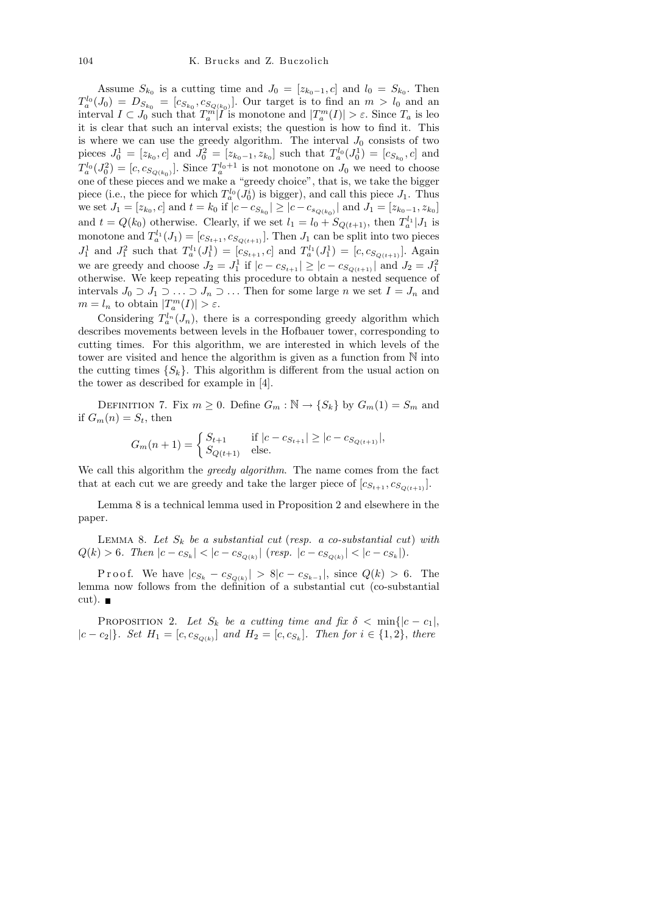Assume $S_{k_0}$ is a cutting time and $J_0 = [z_{k_0-1}, c]$ and $l_0 = S_{k_0}$. Then $T_a^{l_0}(J_0) = D_{S_{k_0}} = [c_{S_{k_0}}, c_{S_{Q(k_0)}}]$. Our target is to find an $m > l_0$ and an interval $I \subset J_0$ such that $T_a^m|I$ is monotone and $|T_a^m(I)| > \varepsilon$. Since $T_a$ is leo it is clear that such an interval exists; the question is how to find it. This is where we can use the greedy algorithm. The interval $J_0$ consists of two pieces $J_0^1 = [z_{k_0}, c]$ and $J_0^2 = [z_{k_0-1}, z_{k_0}]$ such that $T_a^{l_0}(J_0^1) = [c_{S_{k_0}}, c]$ and $T_a^{l_0}(J_0^2) = [c, c_{S_{Q(k_0)}}]$. Since $T_a^{l_0+1}$ is not monotone on $J_0$ we need to choose one of these pieces and we make a "greedy choice", that is, we take the bigger piece (i.e., the piece for which $T_a^{l_0}(J_0^i)$ is bigger), and call this piece $J_1$. Thus we set $J_1 = [z_{k_0}, c]$ and $t = k_0$ if $|c - c_{S_{k_0}}| \geq |c - c_{s_{Q(k_0)}}|$ and $J_1 = [z_{k_0-1}, z_{k_0}]$ and $t = Q(k_0)$ otherwise. Clearly, if we set $l_1 = l_0 + S_{Q(t+1)}$, then $T_a^{l_1}|J_1$ is monotone and $T_a^{l_1}(J_1) = [c_{S_{t+1}}, c_{S_{Q(t+1)}}]$. Then $J_1$ can be split into two pieces $J_1^1$ and $J_1^2$ such that $T_a^{l_1}(J_1^1) = [c_{S_{t+1}}, c]$ and $T_a^{l_1}(J_1^1) = [c, c_{S_{Q(t+1)}}]$. Again we are greedy and choose $J_2 = J_1^1$ if $|c - c_{S_{t+1}}| \geq |c - c_{S_{Q(t+1)}}|$ and $J_2 = J_1^2$ otherwise. We keep repeating this procedure to obtain a nested sequence of intervals $J_0 \supset J_1 \supset \ldots \supset J_n \supset \ldots$ Then for some large $n$ we set $I = J_n$ and $m = l_n$ to obtain $|T_a^m(I)| > \varepsilon$.

Considering $T_a^{l_n}(J_n)$, there is a corresponding greedy algorithm which describes movements between levels in the Hofbauer tower, corresponding to cutting times. For this algorithm, we are interested in which levels of the tower are visited and hence the algorithm is given as a function from $\mathbb{N}$ into the cutting times $\{S_k\}$. This algorithm is different from the usual action on the tower as described for example in [4].

Definition 7. Fix $m \geq 0$. Define $G_m : \mathbb{N} \to \{S_k\}$ by $G_m(1) = S_m$ and if $G_m(n) = S_t$, then

$$G_m(n+1) = \begin{cases} S_{t+1} & \text{if } |c - c_{S_{t+1}}| \geq |c - c_{S_{Q(t+1)}}|, \\ S_{Q(t+1)} & \text{else.} \end{cases}$$

We call this algorithm the *greedy algorithm*. The name comes from the fact that at each cut we are greedy and take the larger piece of $[c_{S_{t+1}}, c_{S_{Q(t+1)}}]$.

Lemma 8 is a technical lemma used in Proposition 2 and elsewhere in the paper.

Lemma 8. *Let $S_k$ be a substantial cut (resp. a co-substantial cut) with $Q(k) > 6$. Then $|c - c_{S_k}| < |c - c_{S_{Q(k)}}|$ (resp. $|c - c_{S_{Q(k)}}| < |c - c_{S_k}|$).*

Proof. We have $|c_{S_k} - c_{S_{Q(k)}}| > 8|c - c_{S_{k-1}}|$, since $Q(k) > 6$. The lemma now follows from the definition of a substantial cut (co-substantial cut). ∎

Proposition 2. *Let $S_k$ be a cutting time and fix $\delta < \min\{|c - c_1|, |c - c_2|\}$. Set $H_1 = [c, c_{S_{Q(k)}}]$ and $H_2 = [c, c_{S_k}]$. Then for $i \in \{1, 2\}$, there*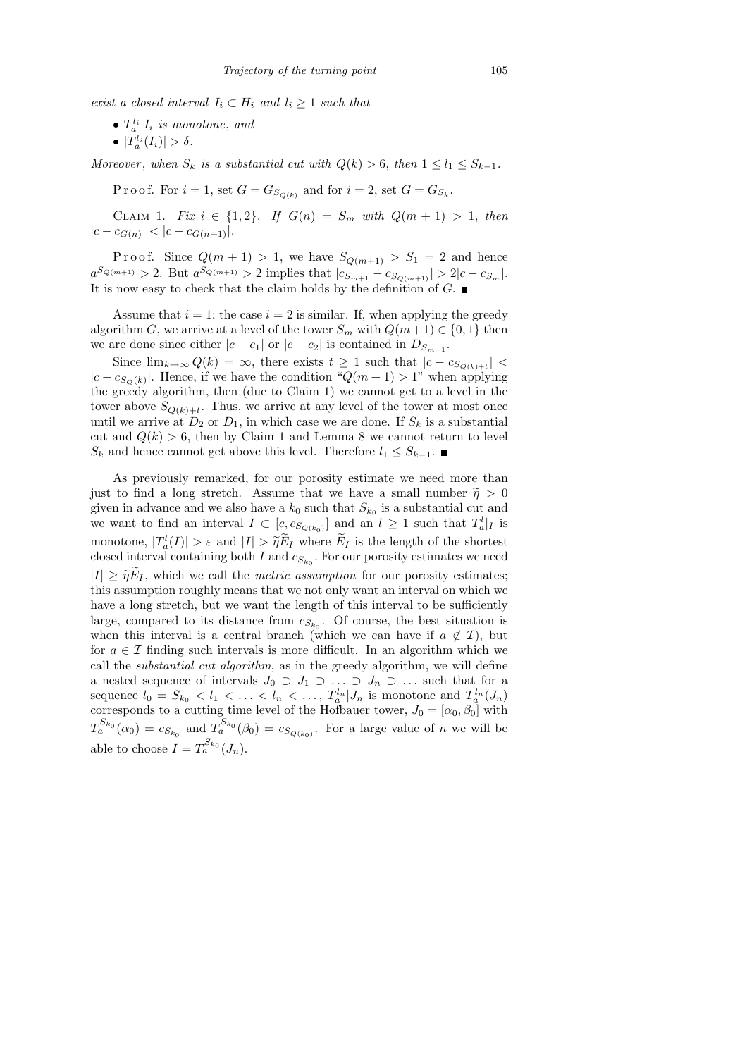*exist a closed interval $I_i \subset H_i$ and $l_i \geq 1$ such that*

- $T_a^{l_i}|I_i$ *is monotone, and*
- $|T_a^{l_i}(I_i)| > \delta$.

*Moreover, when $S_k$ is a substantial cut with $Q(k) > 6$, then $1 \leq l_1 \leq S_{k-1}$.*

Proof. For $i = 1$, set $G = G_{S_{Q(k)}}$ and for $i = 2$, set $G = G_{S_k}$.

Claim 1. *Fix $i \in \{1, 2\}$. If $G(n) = S_m$ with $Q(m+1) > 1$, then $|c - c_{G(n)}| < |c - c_{G(n+1)}|$.*

Proof. Since $Q(m+1) > 1$, we have $S_{Q(m+1)} > S_1 = 2$ and hence $a^{S_{Q(m+1)}} > 2$. But $a^{S_{Q(m+1)}} > 2$ implies that $|c_{S_{m+1}} - c_{S_{Q(m+1)}}| > 2|c - c_{S_m}|$. It is now easy to check that the claim holds by the definition of $G$. ■

Assume that $i = 1$; the case $i = 2$ is similar. If, when applying the greedy algorithm $G$, we arrive at a level of the tower $S_m$ with $Q(m+1) \in \{0, 1\}$ then we are done since either $|c - c_1|$ or $|c - c_2|$ is contained in $D_{S_{m+1}}$.

Since $\lim_{k\to\infty} Q(k) = \infty$, there exists $t \geq 1$ such that $|c - c_{S_{Q(k)+t}}| < |c - c_{S_{Q(k)}}|$. Hence, if we have the condition "$Q(m+1) > 1$" when applying the greedy algorithm, then (due to Claim 1) we cannot get to a level in the tower above $S_{Q(k)+t}$. Thus, we arrive at any level of the tower at most once until we arrive at $D_2$ or $D_1$, in which case we are done. If $S_k$ is a substantial cut and $Q(k) > 6$, then by Claim 1 and Lemma 8 we cannot return to level $S_k$ and hence cannot get above this level. Therefore $l_1 \leq S_{k-1}$. ■

As previously remarked, for our porosity estimate we need more than just to find a long stretch. Assume that we have a small number $\widetilde{\eta} > 0$ given in advance and we also have a $k_0$ such that $S_{k_0}$ is a substantial cut and we want to find an interval $I \subset [c, c_{S_{Q(k_0)}}]$ and an $l \geq 1$ such that $T_a^l|_I$ is monotone, $|T_a^l(I)| > \varepsilon$ and $|I| > \widetilde{\eta}\widetilde{E}_I$ where $\widetilde{E}_I$ is the length of the shortest closed interval containing both $I$ and $c_{S_{k_0}}$. For our porosity estimates we need $|I| \geq \widetilde{\eta}\widetilde{E}_I$, which we call the *metric assumption* for our porosity estimates; this assumption roughly means that we not only want an interval on which we have a long stretch, but we want the length of this interval to be sufficiently large, compared to its distance from $c_{S_{k_0}}$. Of course, the best situation is when this interval is a central branch (which we can have if $a \notin \mathcal{I}$), but for $a \in \mathcal{I}$ finding such intervals is more difficult. In an algorithm which we call the *substantial cut algorithm*, as in the greedy algorithm, we will define a nested sequence of intervals $J_0 \supset J_1 \supset \ldots \supset J_n \supset \ldots$ such that for a sequence $l_0 = S_{k_0} < l_1 < \ldots < l_n < \ldots$, $T_a^{l_n}|J_n$ is monotone and $T_a^{l_n}(J_n)$ corresponds to a cutting time level of the Hofbauer tower, $J_0 = [\alpha_0, \beta_0]$ with $T_a^{S_{k_0}}(\alpha_0) = c_{S_{k_0}}$ and $T_a^{S_{k_0}}(\beta_0) = c_{S_{Q(k_0)}}$. For a large value of $n$ we will be able to choose $I = T_a^{S_{k_0}}(J_n)$.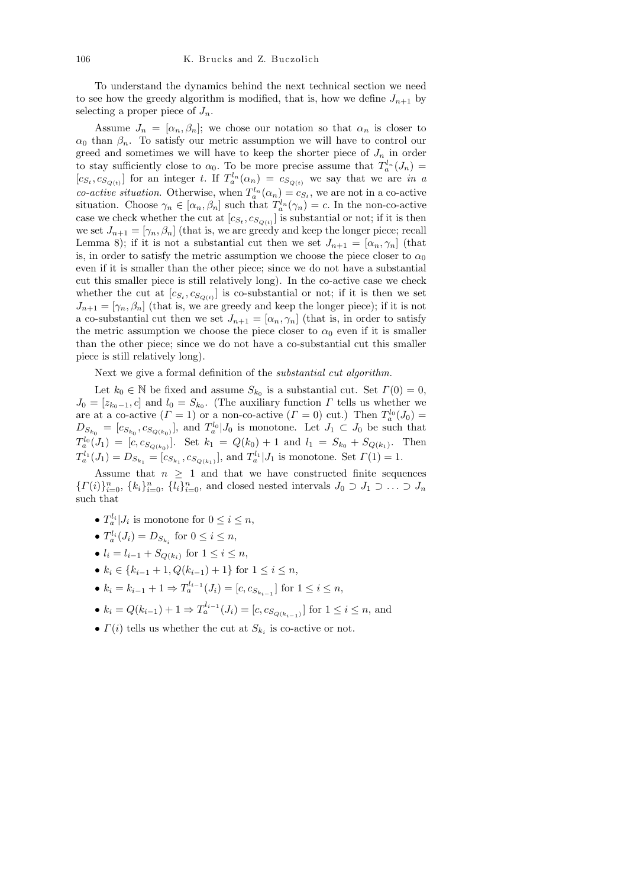To understand the dynamics behind the next technical section we need to see how the greedy algorithm is modified, that is, how we define $J_{n+1}$ by selecting a proper piece of $J_n$.

Assume $J_n = [\alpha_n, \beta_n]$; we chose our notation so that $\alpha_n$ is closer to $\alpha_0$ than $\beta_n$. To satisfy our metric assumption we will have to control our greed and sometimes we will have to keep the shorter piece of $J_n$ in order to stay sufficiently close to $\alpha_0$. To be more precise assume that $T_a^{l_n}(J_n) = [c_{S_t}, c_{S_{Q(t)}}]$ for an integer $t$. If $T_a^{l_n}(\alpha_n) = c_{S_{Q(t)}}$ we say that we are *in a co-active situation*. Otherwise, when $T_a^{l_n}(\alpha_n) = c_{S_t}$, we are not in a co-active situation. Choose $\gamma_n \in [\alpha_n, \beta_n]$ such that $T_a^{l_n}(\gamma_n) = c$. In the non-co-active case we check whether the cut at $[c_{S_t}, c_{S_{Q(t)}}]$ is substantial or not; if it is then we set $J_{n+1} = [\gamma_n, \beta_n]$ (that is, we are greedy and keep the longer piece; recall Lemma 8); if it is not a substantial cut then we set $J_{n+1} = [\alpha_n, \gamma_n]$ (that is, in order to satisfy the metric assumption we choose the piece closer to $\alpha_0$ even if it is smaller than the other piece; since we do not have a substantial cut this smaller piece is still relatively long). In the co-active case we check whether the cut at $[c_{S_t}, c_{S_{Q(t)}}]$ is co-substantial or not; if it is then we set $J_{n+1} = [\gamma_n, \beta_n]$ (that is, we are greedy and keep the longer piece); if it is not a co-substantial cut then we set $J_{n+1} = [\alpha_n, \gamma_n]$ (that is, in order to satisfy the metric assumption we choose the piece closer to $\alpha_0$ even if it is smaller than the other piece; since we do not have a co-substantial cut this smaller piece is still relatively long).

Next we give a formal definition of the *substantial cut algorithm.*

Let $k_0 \in \mathbb{N}$ be fixed and assume $S_{k_0}$ is a substantial cut. Set $\Gamma(0) = 0$, $J_0 = [z_{k_0-1}, c]$ and $l_0 = S_{k_0}$. (The auxiliary function $\Gamma$ tells us whether we are at a co-active ($\Gamma = 1$) or a non-co-active ($\Gamma = 0$) cut.) Then $T_a^{l_0}(J_0) = D_{S_{k_0}} = [c_{S_{k_0}}, c_{S_{Q(k_0)}}]$, and $T_a^{l_0}|J_0$ is monotone. Let $J_1 \subset J_0$ be such that $T_a^{l_0}(J_1) = [c, c_{S_{Q(k_0)}}]$. Set $k_1 = Q(k_0) + 1$ and $l_1 = S_{k_0} + S_{Q(k_1)}$. Then $T_a^{l_1}(J_1) = D_{S_{k_1}} = [c_{S_{k_1}}, c_{S_{Q(k_1)}}]$, and $T_a^{l_1}|J_1$ is monotone. Set $\Gamma(1) = 1$.

Assume that $n \geq 1$ and that we have constructed finite sequences $\{\Gamma(i)\}_{i=0}^n$, $\{k_i\}_{i=0}^n$, $\{l_i\}_{i=0}^n$, and closed nested intervals $J_0 \supset J_1 \supset \ldots \supset J_n$ such that

- $T_a^{l_i}|J_i$ is monotone for $0 \leq i \leq n$,
- $T_a^{l_i}(J_i) = D_{S_{k_i}}$ for $0 \leq i \leq n$,
- $l_i = l_{i-1} + S_{Q(k_i)}$ for $1 \leq i \leq n$,
- $k_i \in \{k_{i-1} + 1, Q(k_{i-1}) + 1\}$ for $1 \leq i \leq n$,
- $k_i = k_{i-1} + 1 \Rightarrow T_a^{l_{i-1}}(J_i) = [c, c_{S_{k_{i-1}}}]$ for $1 \leq i \leq n$,
- $k_i = Q(k_{i-1}) + 1 \Rightarrow T_a^{l_{i-1}}(J_i) = [c, c_{S_{Q(k_{i-1})}}]$ for $1 \leq i \leq n$, and
- $\Gamma(i)$ tells us whether the cut at $S_{k_i}$ is co-active or not.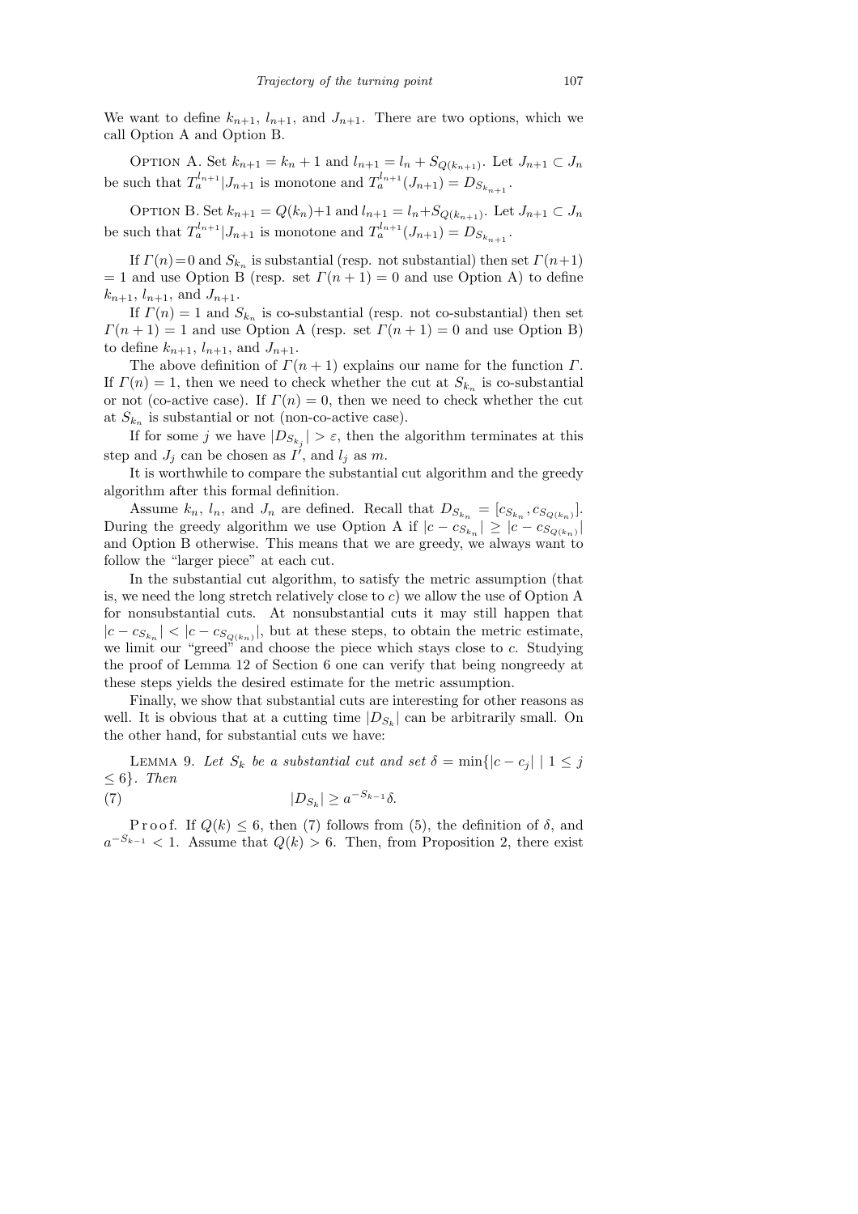We want to define $k_{n+1}$, $l_{n+1}$, and $J_{n+1}$. There are two options, which we call Option A and Option B.

Option A. Set $k_{n+1} = k_n + 1$ and $l_{n+1} = l_n + S_{Q(k_{n+1})}$. Let $J_{n+1} \subset J_n$ be such that $T_a^{l_{n+1}}|J_{n+1}$ is monotone and $T_a^{l_{n+1}}(J_{n+1}) = D_{S_{k_{n+1}}}$.

Option B. Set $k_{n+1} = Q(k_n)+1$ and $l_{n+1} = l_n+S_{Q(k_{n+1})}$. Let $J_{n+1} \subset J_n$ be such that $T_a^{l_{n+1}}|J_{n+1}$ is monotone and $T_a^{l_{n+1}}(J_{n+1}) = D_{S_{k_{n+1}}}$.

If $\Gamma(n)=0$ and $S_{k_n}$ is substantial (resp. not substantial) then set $\Gamma(n+1) = 1$ and use Option B (resp. set $\Gamma(n+1) = 0$ and use Option A) to define $k_{n+1}$, $l_{n+1}$, and $J_{n+1}$.

If $\Gamma(n) = 1$ and $S_{k_n}$ is co-substantial (resp. not co-substantial) then set $\Gamma(n+1) = 1$ and use Option A (resp. set $\Gamma(n+1) = 0$ and use Option B) to define $k_{n+1}$, $l_{n+1}$, and $J_{n+1}$.

The above definition of $\Gamma(n+1)$ explains our name for the function $\Gamma$. If $\Gamma(n) = 1$, then we need to check whether the cut at $S_{k_n}$ is co-substantial or not (co-active case). If $\Gamma(n) = 0$, then we need to check whether the cut at $S_{k_n}$ is substantial or not (non-co-active case).

If for some $j$ we have $|D_{S_{k_j}}| > \varepsilon$, then the algorithm terminates at this step and $J_j$ can be chosen as $I'$, and $l_j$ as $m$.

It is worthwhile to compare the substantial cut algorithm and the greedy algorithm after this formal definition.

Assume $k_n$, $l_n$, and $J_n$ are defined. Recall that $D_{S_{k_n}} = [c_{S_{k_n}}, c_{S_{Q(k_n)}}]$. During the greedy algorithm we use Option A if $|c - c_{S_{k_n}}| \geq |c - c_{S_{Q(k_n)}}|$ and Option B otherwise. This means that we are greedy, we always want to follow the "larger piece" at each cut.

In the substantial cut algorithm, to satisfy the metric assumption (that is, we need the long stretch relatively close to $c$) we allow the use of Option A for nonsubstantial cuts. At nonsubstantial cuts it may still happen that $|c - c_{S_{k_n}}| < |c - c_{S_{Q(k_n)}}|$, but at these steps, to obtain the metric estimate, we limit our "greed" and choose the piece which stays close to $c$. Studying the proof of Lemma 12 of Section 6 one can verify that being nongreedy at these steps yields the desired estimate for the metric assumption.

Finally, we show that substantial cuts are interesting for other reasons as well. It is obvious that at a cutting time $|D_{S_k}|$ can be arbitrarily small. On the other hand, for substantial cuts we have:

Lemma 9. *Let $S_k$ be a substantial cut and set $\delta = \min\{|c - c_j| \mid 1 \leq j \leq 6\}$. Then*

$$|D_{S_k}| \geq a^{-S_{k-1}}\delta. \tag{7}$$

Proof. If $Q(k) \leq 6$, then (7) follows from (5), the definition of $\delta$, and $a^{-S_{k-1}} < 1$. Assume that $Q(k) > 6$. Then, from Proposition 2, there exist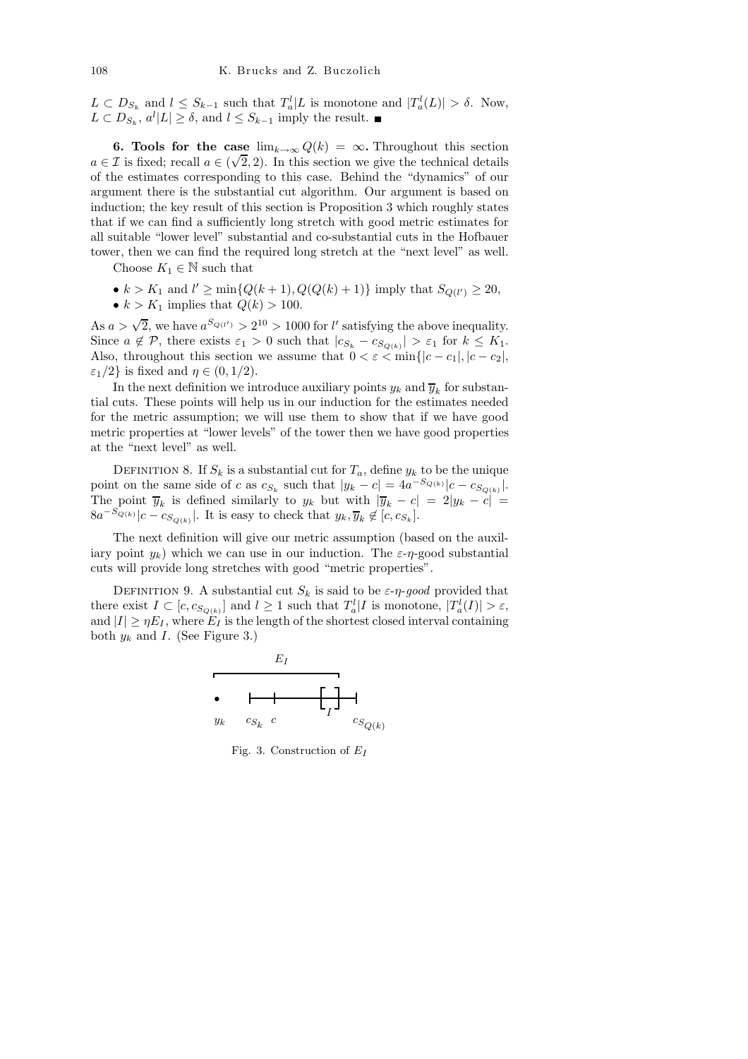$L \subset D_{S_k}$ and $l \le S_{k-1}$ such that $T_a^l|L$ is monotone and $|T_a^l(L)| > \delta$. Now, $L \subset D_{S_k}$, $a^l|L| \ge \delta$, and $l \le S_{k-1}$ imply the result. ■

**6. Tools for the case $\lim_{k\to\infty} Q(k) = \infty$.** Throughout this section $a \in \mathcal{I}$ is fixed; recall $a \in (\sqrt{2}, 2)$. In this section we give the technical details of the estimates corresponding to this case. Behind the "dynamics" of our argument there is the substantial cut algorithm. Our argument is based on induction; the key result of this section is Proposition 3 which roughly states that if we can find a sufficiently long stretch with good metric estimates for all suitable "lower level" substantial and co-substantial cuts in the Hofbauer tower, then we can find the required long stretch at the "next level" as well.

Choose $K_1 \in \mathbb{N}$ such that

- $k > K_1$ and $l' \ge \min\{Q(k+1), Q(Q(k)+1)\}$ imply that $S_{Q(l')} \ge 20$,
- $k > K_1$ implies that $Q(k) > 100$.

As $a > \sqrt{2}$, we have $a^{S_{Q(l')}} > 2^{10} > 1000$ for $l'$ satisfying the above inequality. Since $a \notin \mathcal{P}$, there exists $\varepsilon_1 > 0$ such that $|c_{S_k} - c_{S_{Q(k)}}| > \varepsilon_1$ for $k \le K_1$. Also, throughout this section we assume that $0 < \varepsilon < \min\{|c - c_1|, |c - c_2|, \varepsilon_1/2\}$ is fixed and $\eta \in (0, 1/2)$.

In the next definition we introduce auxiliary points $y_k$ and $\overline{y}_k$ for substantial cuts. These points will help us in our induction for the estimates needed for the metric assumption; we will use them to show that if we have good metric properties at "lower levels" of the tower then we have good properties at the "next level" as well.

Definition 8. If $S_k$ is a substantial cut for $T_a$, define $y_k$ to be the unique point on the same side of $c$ as $c_{S_k}$ such that $|y_k - c| = 4a^{-S_{Q(k)}}|c - c_{S_{Q(k)}}|$. The point $\overline{y}_k$ is defined similarly to $y_k$ but with $|\overline{y}_k - c| = 2|y_k - c| = 8a^{-S_{Q(k)}}|c - c_{S_{Q(k)}}|$. It is easy to check that $y_k, \overline{y}_k \notin [c, c_{S_k}]$.

The next definition will give our metric assumption (based on the auxiliary point $y_k$) which we can use in our induction. The $\varepsilon$-$\eta$-good substantial cuts will provide long stretches with good "metric properties".

Definition 9. A substantial cut $S_k$ is said to be *$\varepsilon$-$\eta$-good* provided that there exist $I \subset [c, c_{S_{Q(k)}}]$ and $l \ge 1$ such that $T_a^l|I$ is monotone, $|T_a^l(I)| > \varepsilon$, and $|I| \ge \eta E_I$, where $E_I$ is the length of the shortest closed interval containing both $y_k$ and $I$. (See Figure 3.)

Fig. 3. Construction of $E_I$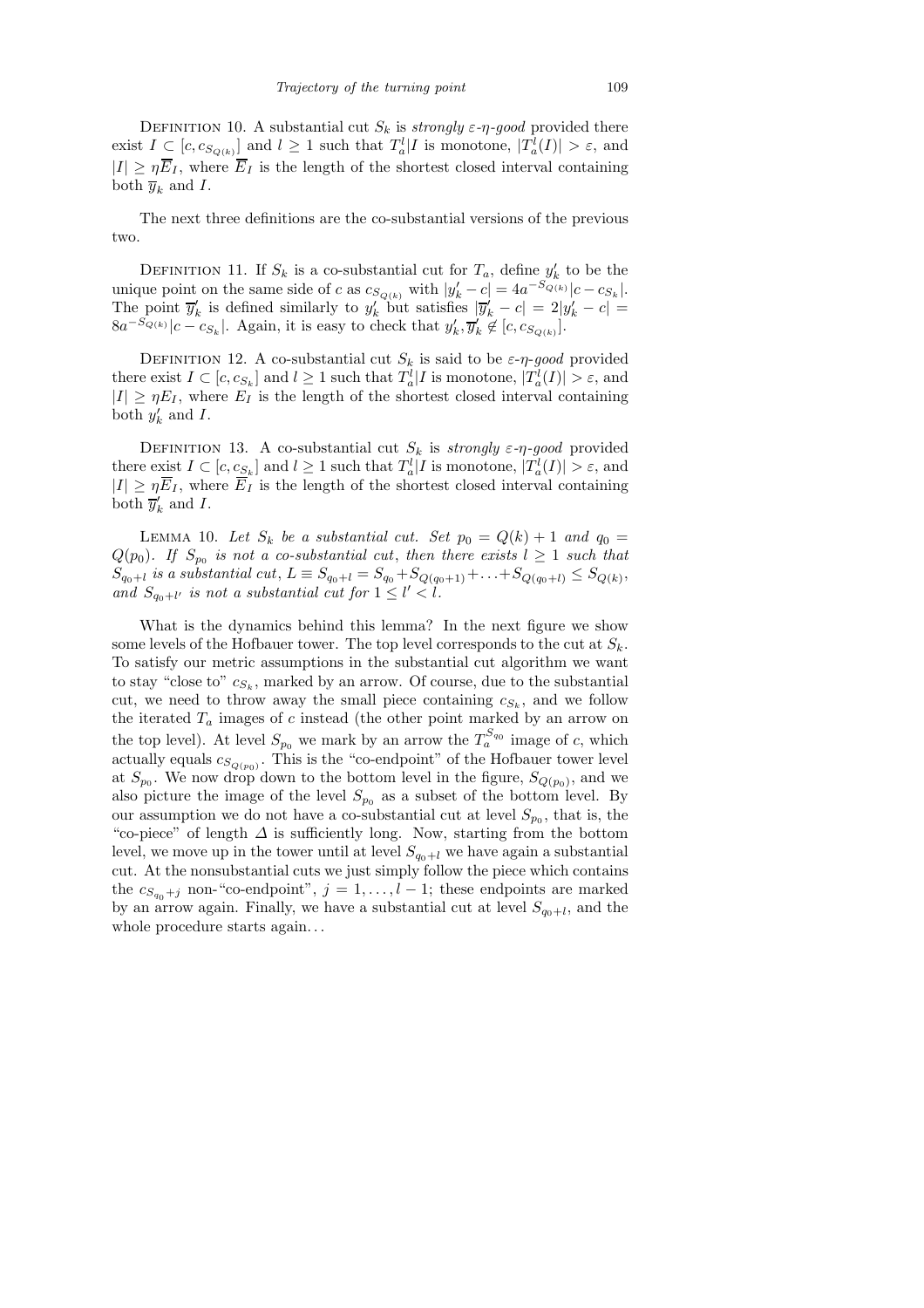DEFINITION 10. A substantial cut $S_k$ is *strongly $\varepsilon$-$\eta$-good* provided there exist $I \subset [c, c_{S_{Q(k)}}]$ and $l \geq 1$ such that $T_a^l|I$ is monotone, $|T_a^l(I)| > \varepsilon$, and $|I| \geq \eta \overline{E}_I$, where $\overline{E}_I$ is the length of the shortest closed interval containing both $\overline{y}_k$ and $I$.

The next three definitions are the co-substantial versions of the previous two.

DEFINITION 11. If $S_k$ is a co-substantial cut for $T_a$, define $y_k'$ to be the unique point on the same side of $c$ as $c_{S_{Q(k)}}$ with $|y_k' - c| = 4a^{-S_{Q(k)}}|c - c_{S_k}|$. The point $\overline{y}_k'$ is defined similarly to $y_k'$ but satisfies $|\overline{y}_k' - c| = 2|y_k' - c| = 8a^{-S_{Q(k)}}|c - c_{S_k}|$. Again, it is easy to check that $y_k', \overline{y}_k' \notin [c, c_{S_{Q(k)}}]$.

DEFINITION 12. A co-substantial cut $S_k$ is said to be *$\varepsilon$-$\eta$-good* provided there exist $I \subset [c, c_{S_k}]$ and $l \geq 1$ such that $T_a^l|I$ is monotone, $|T_a^l(I)| > \varepsilon$, and $|I| \geq \eta E_I$, where $E_I$ is the length of the shortest closed interval containing both $y_k'$ and $I$.

DEFINITION 13. A co-substantial cut $S_k$ is *strongly $\varepsilon$-$\eta$-good* provided there exist $I \subset [c, c_{S_k}]$ and $l \geq 1$ such that $T_a^l|I$ is monotone, $|T_a^l(I)| > \varepsilon$, and $|I| \geq \eta \overline{E}_I$, where $\overline{E}_I$ is the length of the shortest closed interval containing both $\overline{y}_k'$ and $I$.

LEMMA 10. *Let $S_k$ be a substantial cut. Set $p_0 = Q(k) + 1$ and $q_0 = Q(p_0)$. If $S_{p_0}$ is not a co-substantial cut, then there exists $l \geq 1$ such that $S_{q_0+l}$ is a substantial cut, $L \equiv S_{q_0+l} = S_{q_0} + S_{Q(q_0+1)} + \ldots + S_{Q(q_0+l)} \leq S_{Q(k)}$, and $S_{q_0+l'}$ is not a substantial cut for $1 \leq l' < l$.*

What is the dynamics behind this lemma? In the next figure we show some levels of the Hofbauer tower. The top level corresponds to the cut at $S_k$. To satisfy our metric assumptions in the substantial cut algorithm we want to stay "close to" $c_{S_k}$, marked by an arrow. Of course, due to the substantial cut, we need to throw away the small piece containing $c_{S_k}$, and we follow the iterated $T_a$ images of $c$ instead (the other point marked by an arrow on the top level). At level $S_{p_0}$ we mark by an arrow the $T_a^{S_{q_0}}$ image of $c$, which actually equals $c_{S_{Q(p_0)}}$. This is the "co-endpoint" of the Hofbauer tower level at $S_{p_0}$. We now drop down to the bottom level in the figure, $S_{Q(p_0)}$, and we also picture the image of the level $S_{p_0}$ as a subset of the bottom level. By our assumption we do not have a co-substantial cut at level $S_{p_0}$, that is, the "co-piece" of length $\Delta$ is sufficiently long. Now, starting from the bottom level, we move up in the tower until at level $S_{q_0+l}$ we have again a substantial cut. At the nonsubstantial cuts we just simply follow the piece which contains the $c_{S_{q_0}+j}$ non-"co-endpoint", $j = 1, \ldots, l-1$; these endpoints are marked by an arrow again. Finally, we have a substantial cut at level $S_{q_0+l}$, and the whole procedure starts again...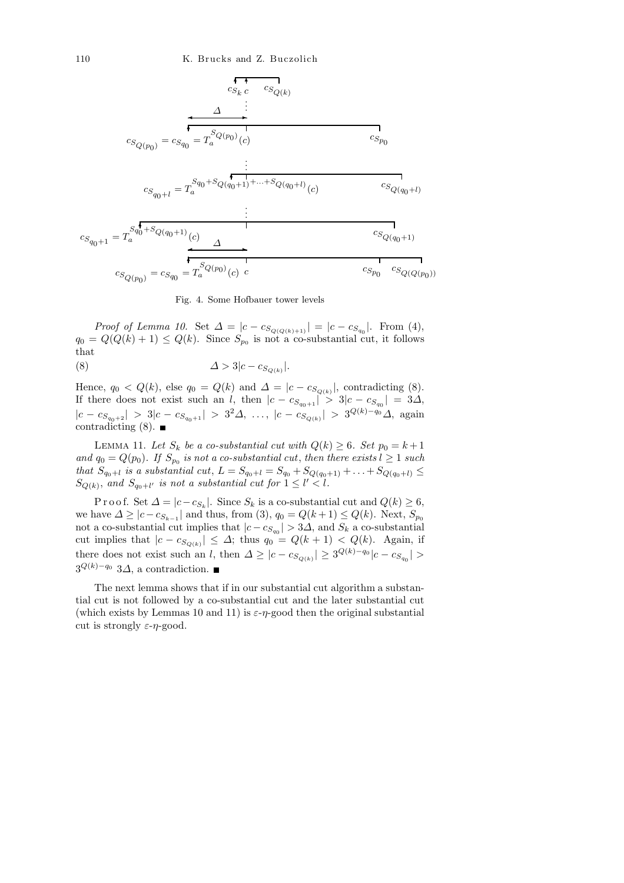Fig. 4. Some Hofbauer tower levels

*Proof of Lemma 10.* Set $\Delta = |c - c_{S_{Q(Q(k)+1)}}| = |c - c_{S_{q_0}}|$. From (4), $q_0 = Q(Q(k)+1) \le Q(k)$. Since $S_{p_0}$ is not a co-substantial cut, it follows that

$$\Delta > 3|c - c_{S_{Q(k)}}|. \tag{8}$$

Hence, $q_0 < Q(k)$, else $q_0 = Q(k)$ and $\Delta = |c - c_{S_{Q(k)}}|$, contradicting (8). If there does not exist such an $l$, then $|c - c_{S_{q_0+1}}| > 3|c - c_{S_{q_0}}| = 3\Delta$, $|c - c_{S_{q_0+2}}| > 3|c - c_{S_{q_0+1}}| > 3^2\Delta, \ldots, |c - c_{S_{Q(k)}}| > 3^{Q(k)-q_0}\Delta$, again contradicting (8). ■

LEMMA 11. *Let $S_k$ be a co-substantial cut with $Q(k) \ge 6$. Set $p_0 = k+1$ and $q_0 = Q(p_0)$. If $S_{p_0}$ is not a co-substantial cut, then there exists $l \ge 1$ such that $S_{q_0+l}$ is a substantial cut, $L = S_{q_0+l} = S_{q_0} + S_{Q(q_0+1)} + \ldots + S_{Q(q_0+l)} \le S_{Q(k)}$, and $S_{q_0+l'}$ is not a substantial cut for $1 \le l' < l$.*

Proof. Set $\Delta = |c - c_{S_k}|$. Since $S_k$ is a co-substantial cut and $Q(k) \ge 6$, we have $\Delta \ge |c - c_{S_{k-1}}|$ and thus, from (3), $q_0 = Q(k+1) \le Q(k)$. Next, $S_{p_0}$ not a co-substantial cut implies that $|c - c_{S_{q_0}}| > 3\Delta$, and $S_k$ a co-substantial cut implies that $|c - c_{S_{Q(k)}}| \le \Delta$; thus $q_0 = Q(k+1) < Q(k)$. Again, if there does not exist such an $l$, then $\Delta \ge |c - c_{S_{Q(k)}}| \ge 3^{Q(k)-q_0}|c - c_{S_{q_0}}| > 3^{Q(k)-q_0}\, 3\Delta$, a contradiction. ■

The next lemma shows that if in our substantial cut algorithm a substantial cut is not followed by a co-substantial cut and the later substantial cut (which exists by Lemmas 10 and 11) is $\varepsilon$-$\eta$-good then the original substantial cut is strongly $\varepsilon$-$\eta$-good.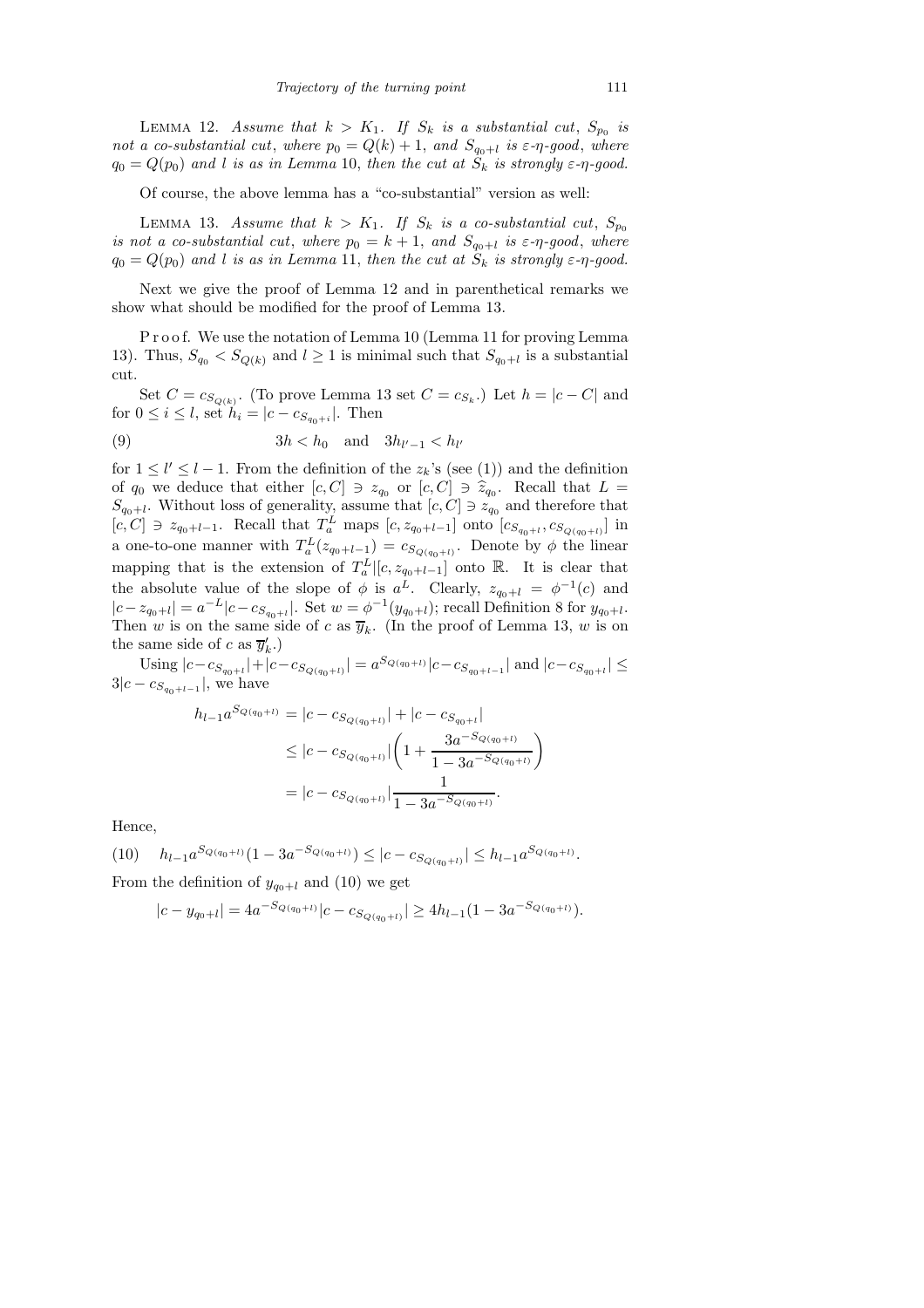LEMMA 12. *Assume that $k > K_1$. If $S_k$ is a substantial cut, $S_{p_0}$ is not a co-substantial cut, where $p_0 = Q(k)+1$, and $S_{q_0+l}$ is $\varepsilon$-$\eta$-good, where $q_0 = Q(p_0)$ and $l$ is as in Lemma 10, then the cut at $S_k$ is strongly $\varepsilon$-$\eta$-good.*

Of course, the above lemma has a "co-substantial" version as well:

LEMMA 13. *Assume that $k > K_1$. If $S_k$ is a co-substantial cut, $S_{p_0}$ is not a co-substantial cut, where $p_0 = k+1$, and $S_{q_0+l}$ is $\varepsilon$-$\eta$-good, where $q_0 = Q(p_0)$ and $l$ is as in Lemma 11, then the cut at $S_k$ is strongly $\varepsilon$-$\eta$-good.*

Next we give the proof of Lemma 12 and in parenthetical remarks we show what should be modified for the proof of Lemma 13.

P r o o f. We use the notation of Lemma 10 (Lemma 11 for proving Lemma 13). Thus, $S_{q_0} < S_{Q(k)}$ and $l \geq 1$ is minimal such that $S_{q_0+l}$ is a substantial cut.

Set $C = c_{S_{Q(k)}}$. (To prove Lemma 13 set $C = c_{S_k}$.) Let $h = |c - C|$ and for $0 \leq i \leq l$, set $h_i = |c - c_{S_{q_0+i}}|$. Then

$$3h < h_0 \quad \text{and} \quad 3h_{l'-1} < h_{l'} \tag{9}$$

for $1 \leq l' \leq l-1$. From the definition of the $z_k$'s (see (1)) and the definition of $q_0$ we deduce that either $[c, C] \ni z_{q_0}$ or $[c, C] \ni \widehat{z}_{q_0}$. Recall that $L = S_{q_0+l}$. Without loss of generality, assume that $[c, C] \ni z_{q_0}$ and therefore that $[c, C] \ni z_{q_0+l-1}$. Recall that $T_a^L$ maps $[c, z_{q_0+l-1}]$ onto $[c_{S_{q_0+l}}, c_{S_{Q(q_0+l)}}]$ in a one-to-one manner with $T_a^L(z_{q_0+l-1}) = c_{S_{Q(q_0+l)}}$. Denote by $\phi$ the linear mapping that is the extension of $T_a^L|[c, z_{q_0+l-1}]$ onto $\mathbb{R}$. It is clear that the absolute value of the slope of $\phi$ is $a^L$. Clearly, $z_{q_0+l} = \phi^{-1}(c)$ and $|c - z_{q_0+l}| = a^{-L}|c - c_{S_{q_0+l}}|$. Set $w = \phi^{-1}(y_{q_0+l})$; recall Definition 8 for $y_{q_0+l}$. Then $w$ is on the same side of $c$ as $\overline{y}_k$. (In the proof of Lemma 13, $w$ is on the same side of $c$ as $\overline{y}'_k$.)

Using $|c - c_{S_{q_0+l}}| + |c - c_{S_{Q(q_0+l)}}| = a^{S_{Q(q_0+l)}}|c - c_{S_{q_0+l-1}}|$ and $|c - c_{S_{q_0+l}}| \leq 3|c - c_{S_{q_0+l-1}}|$, we have

$$\begin{aligned}
h_{l-1}a^{S_{Q(q_0+l)}} &= |c - c_{S_{Q(q_0+l)}}| + |c - c_{S_{q_0+l}}| \\
&\leq |c - c_{S_{Q(q_0+l)}}|\left(1 + \frac{3a^{-S_{Q(q_0+l)}}}{1 - 3a^{-S_{Q(q_0+l)}}}\right) \\
&= |c - c_{S_{Q(q_0+l)}}|\frac{1}{1 - 3a^{-S_{Q(q_0+l)}}}.
\end{aligned}$$

Hence,

$$h_{l-1}a^{S_{Q(q_0+l)}}(1 - 3a^{-S_{Q(q_0+l)}}) \leq |c - c_{S_{Q(q_0+l)}}| \leq h_{l-1}a^{S_{Q(q_0+l)}}. \tag{10}$$

From the definition of $y_{q_0+l}$ and (10) we get

$$|c - y_{q_0+l}| = 4a^{-S_{Q(q_0+l)}}|c - c_{S_{Q(q_0+l)}}| \geq 4h_{l-1}(1 - 3a^{-S_{Q(q_0+l)}}).$$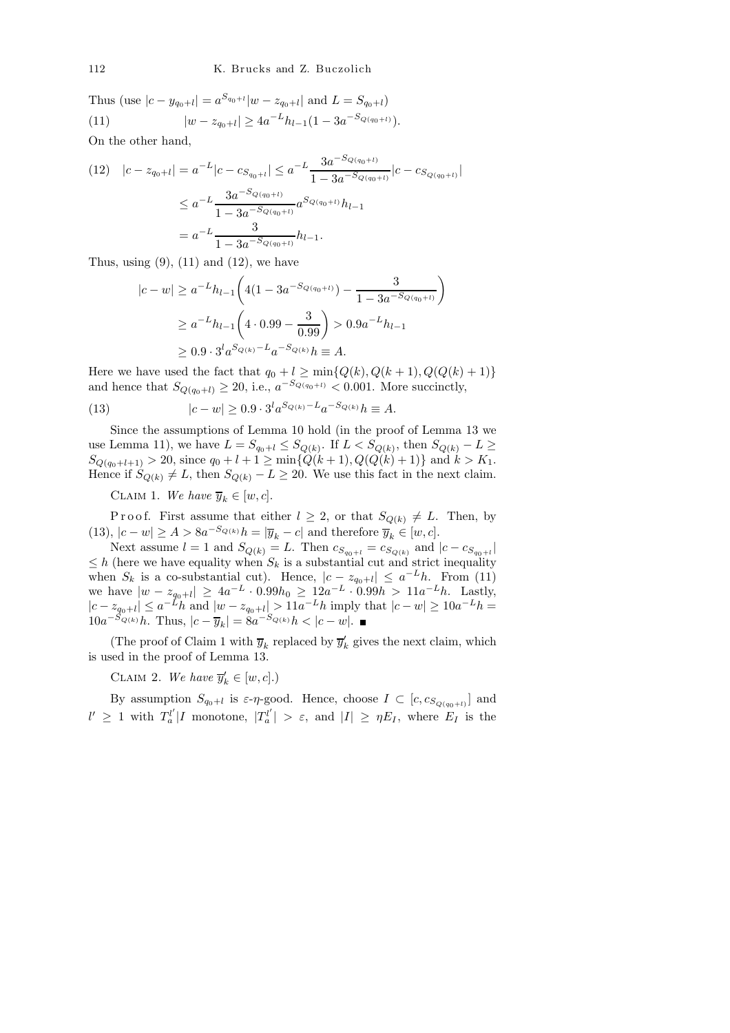Thus (use $|c - y_{q_0+l}| = a^{S_{q_0+l}}|w - z_{q_0+l}|$ and $L = S_{q_0+l}$)

$$|w - z_{q_0+l}| \geq 4a^{-L}h_{l-1}(1 - 3a^{-S_{Q(q_0+l)}}). \tag{11}$$

On the other hand,

$$\begin{aligned}
|c - z_{q_0+l}| &= a^{-L}|c - c_{S_{q_0+l}}| \leq a^{-L}\frac{3a^{-S_{Q(q_0+l)}}}{1 - 3a^{-S_{Q(q_0+l)}}}|c - c_{S_{Q(q_0+l)}}| \\
&\leq a^{-L}\frac{3a^{-S_{Q(q_0+l)}}}{1 - 3a^{-S_{Q(q_0+l)}}}a^{S_{Q(q_0+l)}}h_{l-1} \\
&= a^{-L}\frac{3}{1 - 3a^{-S_{Q(q_0+l)}}}h_{l-1}.
\end{aligned} \tag{12}$$

Thus, using (9), (11) and (12), we have

$$\begin{aligned}
|c - w| &\geq a^{-L}h_{l-1}\bigg(4(1 - 3a^{-S_{Q(q_0+l)}}) - \frac{3}{1 - 3a^{-S_{Q(q_0+l)}}}\bigg) \\
&\geq a^{-L}h_{l-1}\bigg(4 \cdot 0.99 - \frac{3}{0.99}\bigg) > 0.9a^{-L}h_{l-1} \\
&\geq 0.9 \cdot 3^l a^{S_{Q(k)} - L}a^{-S_{Q(k)}}h \equiv A.
\end{aligned}$$

Here we have used the fact that $q_0 + l \geq \min\{Q(k), Q(k+1), Q(Q(k)+1)\}$ and hence that $S_{Q(q_0+l)} \geq 20$, i.e., $a^{-S_{Q(q_0+l)}} < 0.001$. More succinctly,

$$|c - w| \geq 0.9 \cdot 3^l a^{S_{Q(k)} - L}a^{-S_{Q(k)}}h \equiv A. \tag{13}$$

Since the assumptions of Lemma 10 hold (in the proof of Lemma 13 we use Lemma 11), we have $L = S_{q_0+l} \leq S_{Q(k)}$. If $L < S_{Q(k)}$, then $S_{Q(k)} - L \geq S_{Q(q_0+l+1)} > 20$, since $q_0 + l + 1 \geq \min\{Q(k+1), Q(Q(k)+1)\}$ and $k > K_1$. Hence if $S_{Q(k)} \neq L$, then $S_{Q(k)} - L \geq 20$. We use this fact in the next claim.

Claim 1. *We have* $\overline{y}_k \in [w, c]$.

Proof. First assume that either $l \geq 2$, or that $S_{Q(k)} \neq L$. Then, by (13), $|c - w| \geq A > 8a^{-S_{Q(k)}}h = |\overline{y}_k - c|$ and therefore $\overline{y}_k \in [w, c]$.

Next assume $l = 1$ and $S_{Q(k)} = L$. Then $c_{S_{q_0+l}} = c_{S_{Q(k)}}$ and $|c - c_{S_{q_0+l}}| \leq h$ (here we have equality when $S_k$ is a substantial cut and strict inequality when $S_k$ is a co-substantial cut). Hence, $|c - z_{q_0+l}| \leq a^{-L}h$. From (11) we have $|w - z_{q_0+l}| \geq 4a^{-L} \cdot 0.99h_0 \geq 12a^{-L} \cdot 0.99h > 11a^{-L}h$. Lastly, $|c - z_{q_0+l}| \leq a^{-L}h$ and $|w - z_{q_0+l}| > 11a^{-L}h$ imply that $|c - w| \geq 10a^{-L}h = 10a^{-S_{Q(k)}}h$. Thus, $|c - \overline{y}_k| = 8a^{-S_{Q(k)}}h < |c - w|$. ∎

(The proof of Claim 1 with $\overline{y}_k$ replaced by $\overline{y}'_k$ gives the next claim, which is used in the proof of Lemma 13.

Claim 2. *We have* $\overline{y}'_k \in [w, c]$.)

By assumption $S_{q_0+l}$ is $\varepsilon$-$\eta$-good. Hence, choose $I \subset [c, c_{S_{Q(q_0+l)}}]$ and $l' \geq 1$ with $T_a^{l'}|I$ monotone, $|T_a^{l'}| > \varepsilon$, and $|I| \geq \eta E_I$, where $E_I$ is the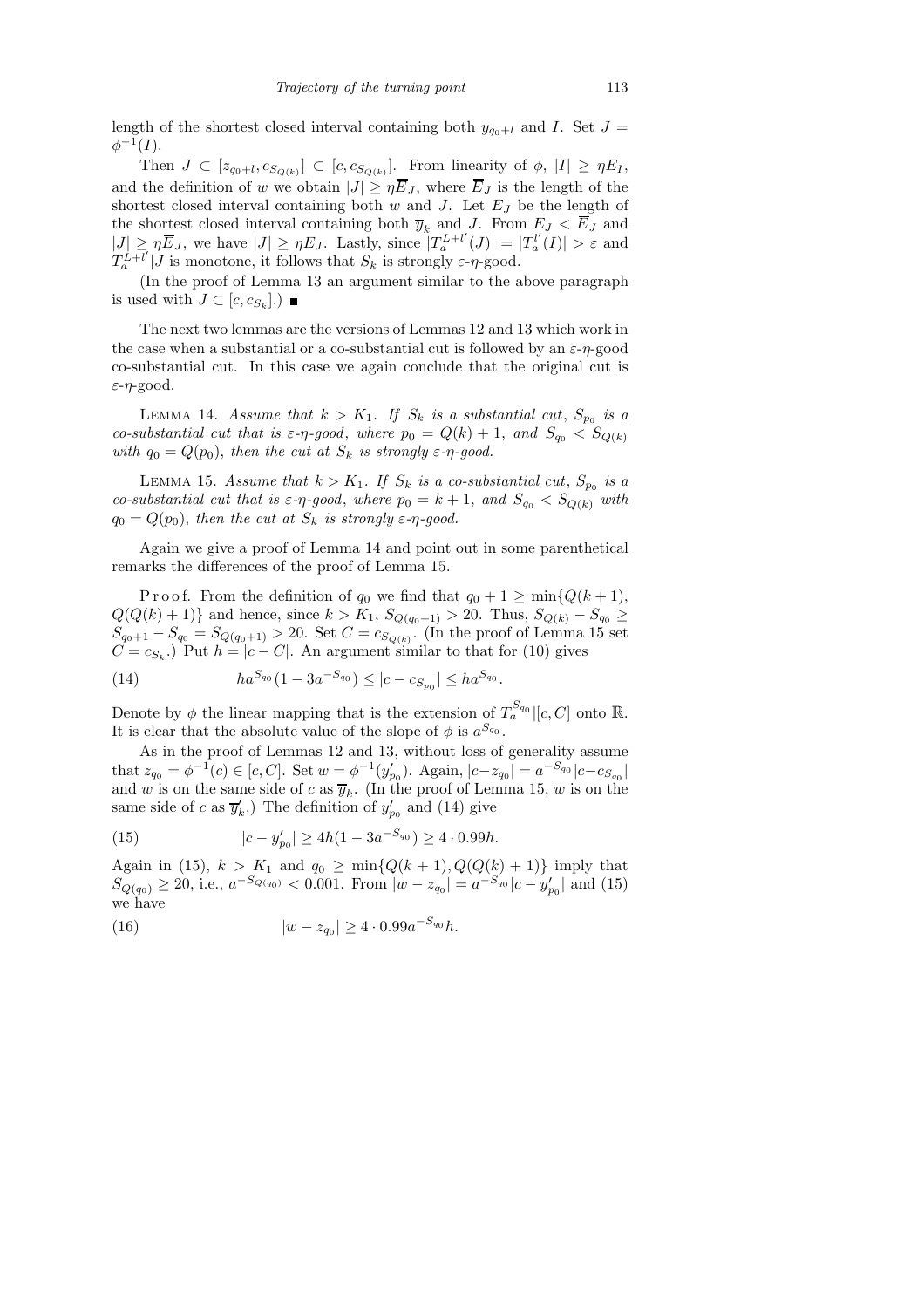length of the shortest closed interval containing both $y_{q_0+l}$ and $I$. Set $J = \phi^{-1}(I)$.

Then $J \subset [z_{q_0+l}, c_{S_{Q(k)}}] \subset [c, c_{S_{Q(k)}}]$. From linearity of $\phi$, $|I| \geq \eta E_I$, and the definition of $w$ we obtain $|J| \geq \eta \overline{E}_J$, where $\overline{E}_J$ is the length of the shortest closed interval containing both $w$ and $J$. Let $E_J$ be the length of the shortest closed interval containing both $\overline{y}_k$ and $J$. From $E_J < \overline{E}_J$ and $|J| \geq \eta \overline{E}_J$, we have $|J| \geq \eta E_J$. Lastly, since $|T_a^{L+l'}(J)| = |T_a^{l'}(I)| > \varepsilon$ and $T_a^{L+l'}|J$ is monotone, it follows that $S_k$ is strongly $\varepsilon$-$\eta$-good.

(In the proof of Lemma 13 an argument similar to the above paragraph is used with $J \subset [c, c_{S_k}]$.) ∎

The next two lemmas are the versions of Lemmas 12 and 13 which work in the case when a substantial or a co-substantial cut is followed by an $\varepsilon$-$\eta$-good co-substantial cut. In this case we again conclude that the original cut is $\varepsilon$-$\eta$-good.

Lemma 14. *Assume that $k > K_1$. If $S_k$ is a substantial cut, $S_{p_0}$ is a co-substantial cut that is $\varepsilon$-$\eta$-good, where $p_0 = Q(k) + 1$, and $S_{q_0} < S_{Q(k)}$ with $q_0 = Q(p_0)$, then the cut at $S_k$ is strongly $\varepsilon$-$\eta$-good.*

Lemma 15. *Assume that $k > K_1$. If $S_k$ is a co-substantial cut, $S_{p_0}$ is a co-substantial cut that is $\varepsilon$-$\eta$-good, where $p_0 = k + 1$, and $S_{q_0} < S_{Q(k)}$ with $q_0 = Q(p_0)$, then the cut at $S_k$ is strongly $\varepsilon$-$\eta$-good.*

Again we give a proof of Lemma 14 and point out in some parenthetical remarks the differences of the proof of Lemma 15.

Proof. From the definition of $q_0$ we find that $q_0 + 1 \geq \min\{Q(k+1), Q(Q(k)+1)\}$ and hence, since $k > K_1$, $S_{Q(q_0+1)} > 20$. Thus, $S_{Q(k)} - S_{q_0} \geq S_{q_0+1} - S_{q_0} = S_{Q(q_0+1)} > 20$. Set $C = c_{S_{Q(k)}}$. (In the proof of Lemma 15 set $C = c_{S_k}$.) Put $h = |c - C|$. An argument similar to that for (10) gives

$$ha^{S_{q_0}}(1 - 3a^{-S_{q_0}}) \leq |c - c_{S_{p_0}}| \leq ha^{S_{q_0}}. \tag{14}$$

Denote by $\phi$ the linear mapping that is the extension of $T_a^{S_{q_0}}|[c, C]$ onto $\mathbb{R}$. It is clear that the absolute value of the slope of $\phi$ is $a^{S_{q_0}}$.

As in the proof of Lemmas 12 and 13, without loss of generality assume that $z_{q_0} = \phi^{-1}(c) \in [c, C]$. Set $w = \phi^{-1}(y'_{p_0})$. Again, $|c - z_{q_0}| = a^{-S_{q_0}}|c - c_{S_{q_0}}|$ and $w$ is on the same side of $c$ as $\overline{y}_k$. (In the proof of Lemma 15, $w$ is on the same side of $c$ as $\overline{y}'_k$.) The definition of $y'_{p_0}$ and (14) give

$$|c - y'_{p_0}| \geq 4h(1 - 3a^{-S_{q_0}}) \geq 4 \cdot 0.99h. \tag{15}$$

Again in (15), $k > K_1$ and $q_0 \geq \min\{Q(k+1), Q(Q(k)+1)\}$ imply that $S_{Q(q_0)} \geq 20$, i.e., $a^{-S_{Q(q_0)}} < 0.001$. From $|w - z_{q_0}| = a^{-S_{q_0}}|c - y'_{p_0}|$ and (15) we have

$$|w - z_{q_0}| \geq 4 \cdot 0.99a^{-S_{q_0}}h. \tag{16}$$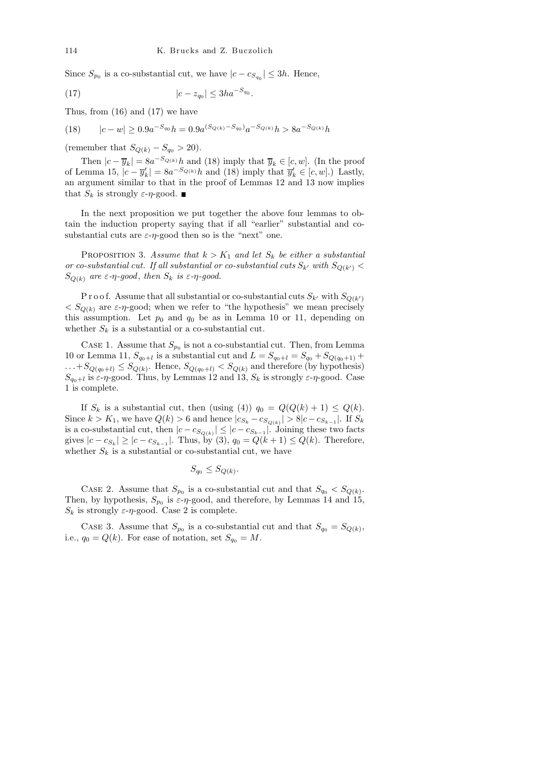Since $S_{p_0}$ is a co-substantial cut, we have $|c - c_{S_{q_0}}| \le 3h$. Hence,

$$|c - z_{q_0}| \le 3ha^{-S_{q_0}}. \tag{17}$$

Thus, from (16) and (17) we have

$$|c - w| \ge 0.9a^{-S_{q_0}}h = 0.9a^{(S_{Q(k)} - S_{q_0})}a^{-S_{Q(k)}}h > 8a^{-S_{Q(k)}}h \tag{18}$$

(remember that $S_{Q(k)} - S_{q_0} > 20$).

Then $|c - \overline{y}_k| = 8a^{-S_{Q(k)}}h$ and (18) imply that $\overline{y}_k \in [c, w]$. (In the proof of Lemma 15, $|c - \overline{y}'_k| = 8a^{-S_{Q(k)}}h$ and (18) imply that $\overline{y}'_k \in [c, w]$.) Lastly, an argument similar to that in the proof of Lemmas 12 and 13 now implies that $S_k$ is strongly $\varepsilon$-$\eta$-good. ■

In the next proposition we put together the above four lemmas to obtain the induction property saying that if all "earlier" substantial and co-substantial cuts are $\varepsilon$-$\eta$-good then so is the "next" one.

Proposition 3. *Assume that $k > K_1$ and let $S_k$ be either a substantial or co-substantial cut. If all substantial or co-substantial cuts $S_{k'}$ with $S_{Q(k')} < S_{Q(k)}$ are $\varepsilon$-$\eta$-good, then $S_k$ is $\varepsilon$-$\eta$-good.*

Proof. Assume that all substantial or co-substantial cuts $S_{k'}$ with $S_{Q(k')} < S_{Q(k)}$ are $\varepsilon$-$\eta$-good; when we refer to "the hypothesis" we mean precisely this assumption. Let $p_0$ and $q_0$ be as in Lemma 10 or 11, depending on whether $S_k$ is a substantial or a co-substantial cut.

Case 1. Assume that $S_{p_0}$ is not a co-substantial cut. Then, from Lemma 10 or Lemma 11, $S_{q_0+l}$ is a substantial cut and $L = S_{q_0+l} = S_{q_0} + S_{Q(q_0+1)} + \ldots + S_{Q(q_0+l)} \le S_{Q(k)}$. Hence, $S_{Q(q_0+l)} < S_{Q(k)}$ and therefore (by hypothesis) $S_{q_0+l}$ is $\varepsilon$-$\eta$-good. Thus, by Lemmas 12 and 13, $S_k$ is strongly $\varepsilon$-$\eta$-good. Case 1 is complete.

If $S_k$ is a substantial cut, then (using (4)) $q_0 = Q(Q(k)+1) \le Q(k)$. Since $k > K_1$, we have $Q(k) > 6$ and hence $|c_{S_k} - c_{S_{Q(k)}}| > 8|c - c_{S_{k-1}}|$. If $S_k$ is a co-substantial cut, then $|c - c_{S_{Q(k)}}| \le |c - c_{S_{k-1}}|$. Joining these two facts gives $|c - c_{S_k}| \ge |c - c_{S_{k-1}}|$. Thus, by (3), $q_0 = Q(k+1) \le Q(k)$. Therefore, whether $S_k$ is a substantial or co-substantial cut, we have

$$S_{q_0} \le S_{Q(k)}.$$

Case 2. Assume that $S_{p_0}$ is a co-substantial cut and that $S_{q_0} < S_{Q(k)}$. Then, by hypothesis, $S_{p_0}$ is $\varepsilon$-$\eta$-good, and therefore, by Lemmas 14 and 15, $S_k$ is strongly $\varepsilon$-$\eta$-good. Case 2 is complete.

Case 3. Assume that $S_{p_0}$ is a co-substantial cut and that $S_{q_0} = S_{Q(k)}$, i.e., $q_0 = Q(k)$. For ease of notation, set $S_{q_0} = M$.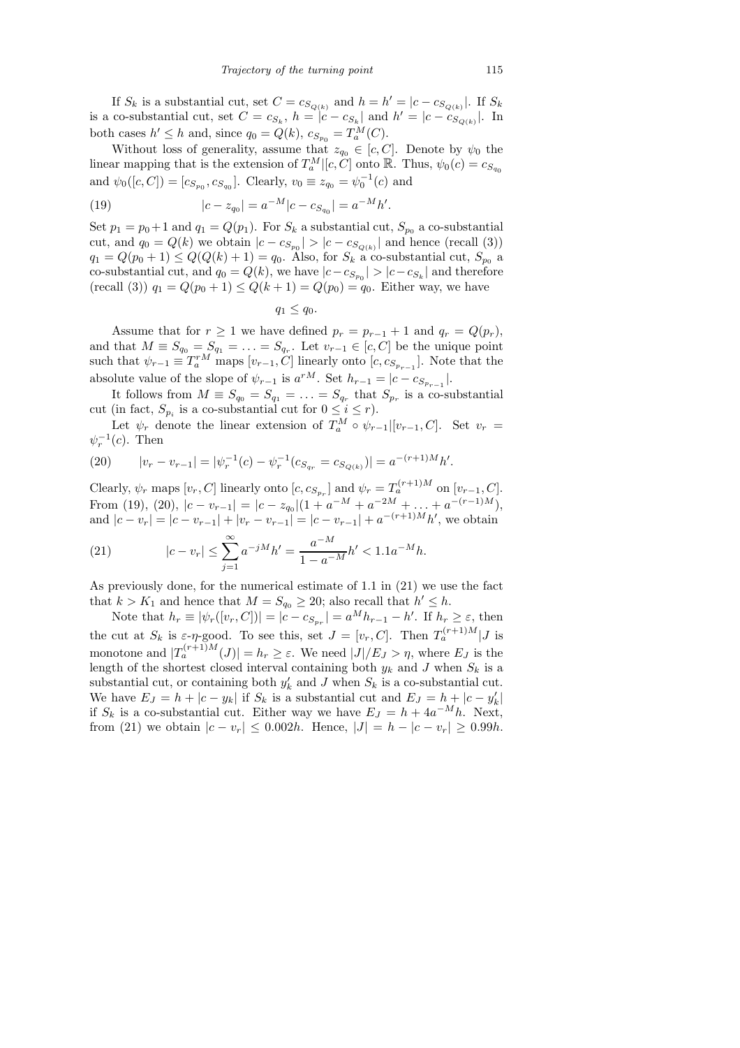If $S_k$ is a substantial cut, set $C = c_{S_{Q(k)}}$ and $h = h' = |c - c_{S_{Q(k)}}|$. If $S_k$ is a co-substantial cut, set $C = c_{S_k}$, $h = |c - c_{S_k}|$ and $h' = |c - c_{S_{Q(k)}}|$. In both cases $h' \le h$ and, since $q_0 = Q(k)$, $c_{S_{p_0}} = T_a^M(C)$.

Without loss of generality, assume that $z_{q_0} \in [c, C]$. Denote by $\psi_0$ the linear mapping that is the extension of $T_a^M|[c, C]$ onto $\mathbb{R}$. Thus, $\psi_0(c) = c_{S_{q_0}}$ and $\psi_0([c, C]) = [c_{S_{p_0}}, c_{S_{q_0}}]$. Clearly, $v_0 \equiv z_{q_0} = \psi_0^{-1}(c)$ and

$$|c - z_{q_0}| = a^{-M}|c - c_{S_{q_0}}| = a^{-M}h'. \tag{19}$$

Set $p_1 = p_0 + 1$ and $q_1 = Q(p_1)$. For $S_k$ a substantial cut, $S_{p_0}$ a co-substantial cut, and $q_0 = Q(k)$ we obtain $|c - c_{S_{p_0}}| > |c - c_{S_{Q(k)}}|$ and hence (recall (3)) $q_1 = Q(p_0 + 1) \le Q(Q(k) + 1) = q_0$. Also, for $S_k$ a co-substantial cut, $S_{p_0}$ a co-substantial cut, and $q_0 = Q(k)$, we have $|c - c_{S_{p_0}}| > |c - c_{S_k}|$ and therefore (recall (3)) $q_1 = Q(p_0 + 1) \le Q(k + 1) = Q(p_0) = q_0$. Either way, we have

$$q_1 \le q_0.$$

Assume that for $r \ge 1$ we have defined $p_r = p_{r-1} + 1$ and $q_r = Q(p_r)$, and that $M \equiv S_{q_0} = S_{q_1} = \ldots = S_{q_r}$. Let $v_{r-1} \in [c, C]$ be the unique point such that $\psi_{r-1} \equiv T_a^{rM}$ maps $[v_{r-1}, C]$ linearly onto $[c, c_{S_{p_{r-1}}}]$. Note that the absolute value of the slope of $\psi_{r-1}$ is $a^{rM}$. Set $h_{r-1} = |c - c_{S_{p_{r-1}}}|$.

It follows from $M \equiv S_{q_0} = S_{q_1} = \ldots = S_{q_r}$ that $S_{p_r}$ is a co-substantial cut (in fact, $S_{p_i}$ is a co-substantial cut for $0 \le i \le r$).

Let $\psi_r$ denote the linear extension of $T_a^M \circ \psi_{r-1}|[v_{r-1}, C]$. Set $v_r = \psi_r^{-1}(c)$. Then

$$|v_r - v_{r-1}| = |\psi_r^{-1}(c) - \psi_r^{-1}(c_{S_{q_r}} = c_{S_{Q(k)}})| = a^{-(r+1)M}h'. \tag{20}$$

Clearly, $\psi_r$ maps $[v_r, C]$ linearly onto $[c, c_{S_{p_r}}]$ and $\psi_r = T_a^{(r+1)M}$ on $[v_{r-1}, C]$. From (19), (20), $|c - v_{r-1}| = |c - z_{q_0}|(1 + a^{-M} + a^{-2M} + \ldots + a^{-(r-1)M})$, and $|c - v_r| = |c - v_{r-1}| + |v_r - v_{r-1}| = |c - v_{r-1}| + a^{-(r+1)M}h'$, we obtain

$$|c - v_r| \le \sum_{j=1}^{\infty} a^{-jM}h' = \frac{a^{-M}}{1 - a^{-M}}h' < 1.1a^{-M}h. \tag{21}$$

As previously done, for the numerical estimate of 1.1 in (21) we use the fact that $k > K_1$ and hence that $M = S_{q_0} \ge 20$; also recall that $h' \le h$.

Note that $h_r \equiv |\psi_r([v_r, C])| = |c - c_{S_{p_r}}| = a^M h_{r-1} - h'$. If $h_r \ge \varepsilon$, then the cut at $S_k$ is $\varepsilon$-$\eta$-good. To see this, set $J = [v_r, C]$. Then $T_a^{(r+1)M}|J$ is monotone and $|T_a^{(r+1)M}(J)| = h_r \ge \varepsilon$. We need $|J|/E_J > \eta$, where $E_J$ is the length of the shortest closed interval containing both $y_k$ and $J$ when $S_k$ is a substantial cut, or containing both $y_k'$ and $J$ when $S_k$ is a co-substantial cut. We have $E_J = h + |c - y_k|$ if $S_k$ is a substantial cut and $E_J = h + |c - y_k'|$ if $S_k$ is a co-substantial cut. Either way we have $E_J = h + 4a^{-M}h$. Next, from (21) we obtain $|c - v_r| \le 0.002h$. Hence, $|J| = h - |c - v_r| \ge 0.99h$.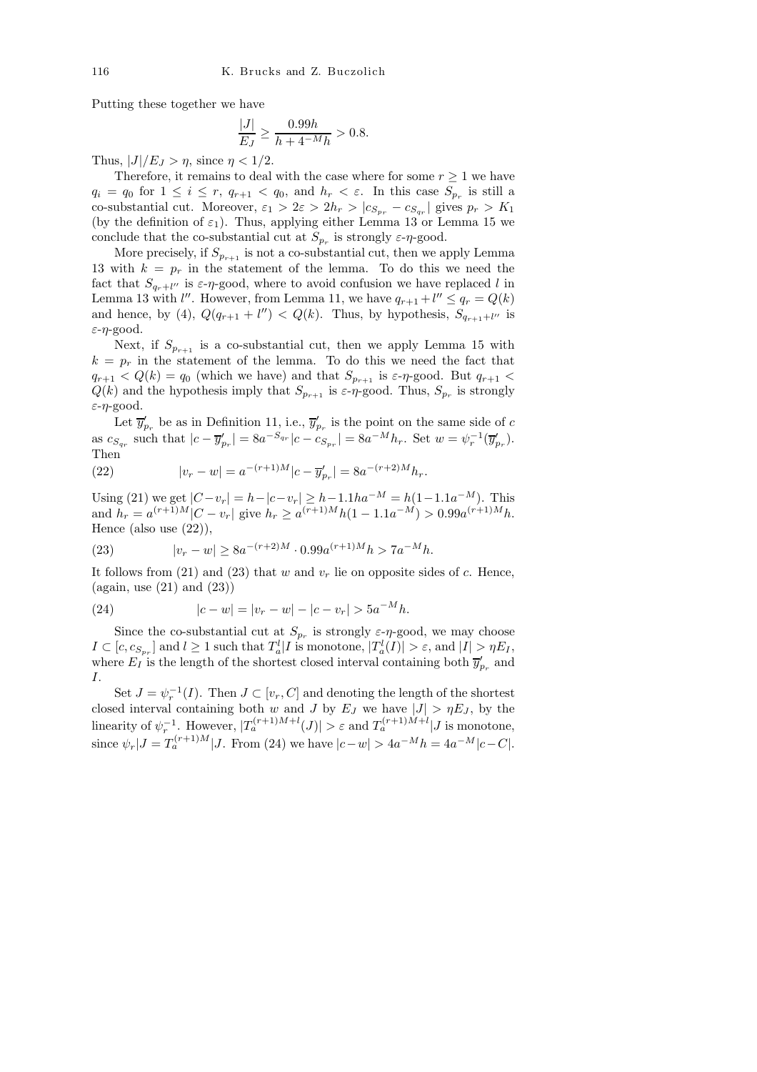Putting these together we have

$$\frac{|J|}{E_J} \geq \frac{0.99h}{h + 4^{-M}h} > 0.8.$$

Thus, $|J|/E_J > \eta$, since $\eta < 1/2$.

Therefore, it remains to deal with the case where for some $r \geq 1$ we have $q_i = q_0$ for $1 \leq i \leq r$, $q_{r+1} < q_0$, and $h_r < \varepsilon$. In this case $S_{p_r}$ is still a co-substantial cut. Moreover, $\varepsilon_1 > 2\varepsilon > 2h_r > |c_{S_{p_r}} - c_{S_{q_r}}|$ gives $p_r > K_1$ (by the definition of $\varepsilon_1$). Thus, applying either Lemma 13 or Lemma 15 we conclude that the co-substantial cut at $S_{p_r}$ is strongly $\varepsilon$-$\eta$-good.

More precisely, if $S_{p_{r+1}}$ is not a co-substantial cut, then we apply Lemma 13 with $k = p_r$ in the statement of the lemma. To do this we need the fact that $S_{q_r+l''}$ is $\varepsilon$-$\eta$-good, where to avoid confusion we have replaced $l$ in Lemma 13 with $l''$. However, from Lemma 11, we have $q_{r+1} + l'' \leq q_r = Q(k)$ and hence, by (4), $Q(q_{r+1} + l'') < Q(k)$. Thus, by hypothesis, $S_{q_{r+1}+l''}$ is $\varepsilon$-$\eta$-good.

Next, if $S_{p_{r+1}}$ is a co-substantial cut, then we apply Lemma 15 with $k = p_r$ in the statement of the lemma. To do this we need the fact that $q_{r+1} < Q(k) = q_0$ (which we have) and that $S_{p_{r+1}}$ is $\varepsilon$-$\eta$-good. But $q_{r+1} < Q(k)$ and the hypothesis imply that $S_{p_{r+1}}$ is $\varepsilon$-$\eta$-good. Thus, $S_{p_r}$ is strongly $\varepsilon$-$\eta$-good.

Let $\overline{y}'_{p_r}$ be as in Definition 11, i.e., $\overline{y}'_{p_r}$ is the point on the same side of $c$ as $c_{S_{q_r}}$ such that $|c - \overline{y}'_{p_r}| = 8a^{-S_{q_r}}|c - c_{S_{p_r}}| = 8a^{-M}h_r$. Set $w = \psi_r^{-1}(\overline{y}'_{p_r})$. Then

$$|v_r - w| = a^{-(r+1)M}|c - \overline{y}'_{p_r}| = 8a^{-(r+2)M}h_r. \tag{22}$$

Using (21) we get $|C - v_r| = h - |c - v_r| \geq h - 1.1ha^{-M} = h(1 - 1.1a^{-M})$. This and $h_r = a^{(r+1)M}|C - v_r|$ give $h_r \geq a^{(r+1)M}h(1 - 1.1a^{-M}) > 0.99a^{(r+1)M}h$. Hence (also use (22)),

$$|v_r - w| \geq 8a^{-(r+2)M} \cdot 0.99a^{(r+1)M}h > 7a^{-M}h. \tag{23}$$

It follows from (21) and (23) that $w$ and $v_r$ lie on opposite sides of $c$. Hence, (again, use (21) and (23))

$$|c - w| = |v_r - w| - |c - v_r| > 5a^{-M}h. \tag{24}$$

Since the co-substantial cut at $S_{p_r}$ is strongly $\varepsilon$-$\eta$-good, we may choose $I \subset [c, c_{S_{p_r}}]$ and $l \geq 1$ such that $T_a^l|I$ is monotone, $|T_a^l(I)| > \varepsilon$, and $|I| > \eta E_I$, where $E_I$ is the length of the shortest closed interval containing both $\overline{y}'_{p_r}$ and $I$.

Set $J = \psi_r^{-1}(I)$. Then $J \subset [v_r, C]$ and denoting the length of the shortest closed interval containing both $w$ and $J$ by $E_J$ we have $|J| > \eta E_J$, by the linearity of $\psi_r^{-1}$. However, $|T_a^{(r+1)M+l}(J)| > \varepsilon$ and $T_a^{(r+1)M+l}|J$ is monotone, since $\psi_r|J = T_a^{(r+1)M}|J$. From (24) we have $|c - w| > 4a^{-M}h = 4a^{-M}|c - C|$.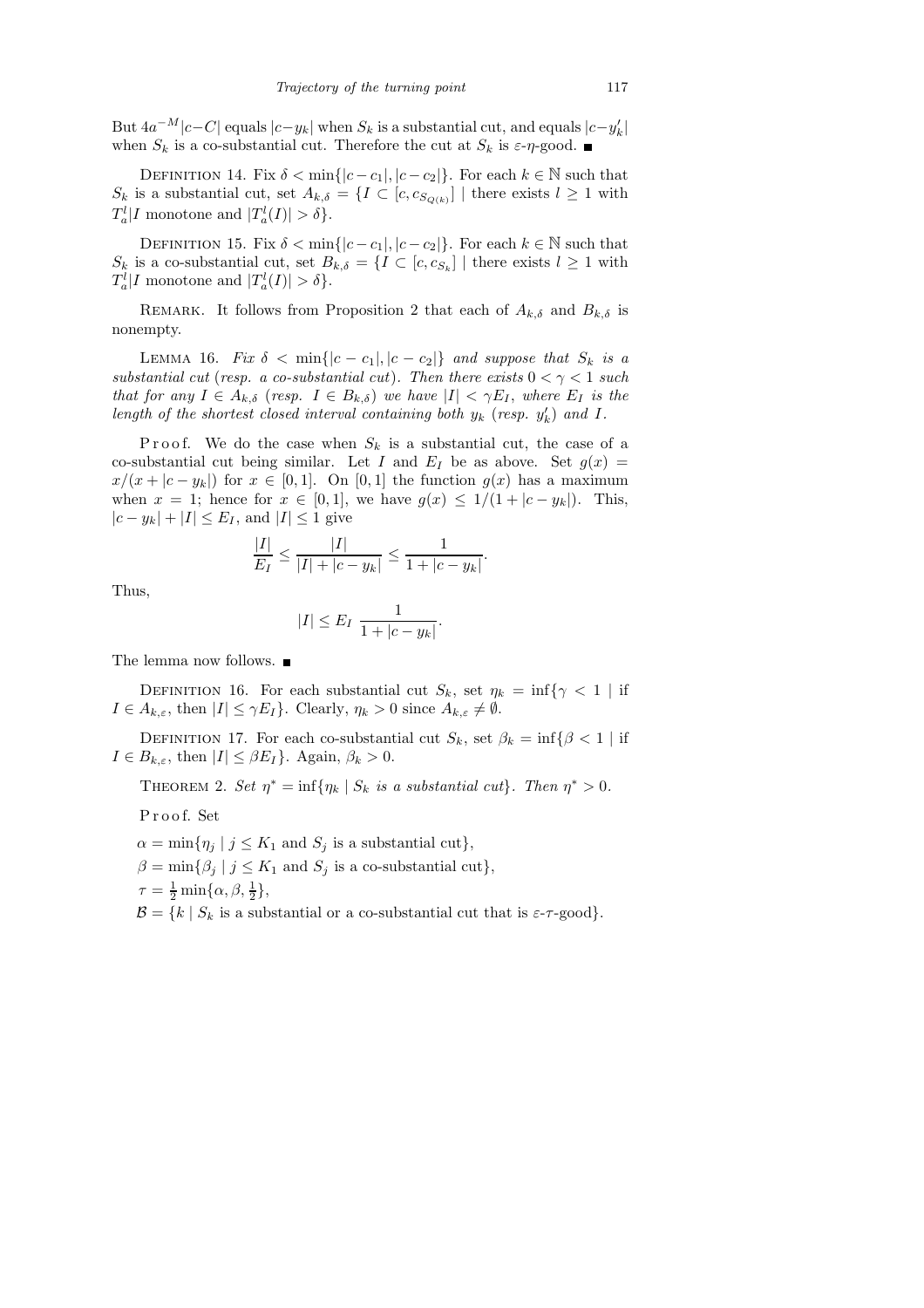But $4a^{-M}|c-C|$ equals $|c-y_k|$ when $S_k$ is a substantial cut, and equals $|c-y'_k|$ when $S_k$ is a co-substantial cut. Therefore the cut at $S_k$ is $\varepsilon$-$\eta$-good. ■

Definition 14. Fix $\delta < \min\{|c-c_1|, |c-c_2|\}$. For each $k \in \mathbb{N}$ such that $S_k$ is a substantial cut, set $A_{k,\delta} = \{I \subset [c, c_{S_{Q(k)}}] \mid$ there exists $l \geq 1$ with $T_a^l|I$ monotone and $|T_a^l(I)| > \delta\}$.

Definition 15. Fix $\delta < \min\{|c-c_1|, |c-c_2|\}$. For each $k \in \mathbb{N}$ such that $S_k$ is a co-substantial cut, set $B_{k,\delta} = \{I \subset [c, c_{S_k}] \mid$ there exists $l \geq 1$ with $T_a^l|I$ monotone and $|T_a^l(I)| > \delta\}$.

Remark. It follows from Proposition 2 that each of $A_{k,\delta}$ and $B_{k,\delta}$ is nonempty.

Lemma 16. *Fix $\delta < \min\{|c-c_1|, |c-c_2|\}$ and suppose that $S_k$ is a substantial cut* (*resp. a co-substantial cut*). *Then there exists $0 < \gamma < 1$ such that for any $I \in A_{k,\delta}$* (*resp. $I \in B_{k,\delta}$*) *we have $|I| < \gamma E_I$, where $E_I$ is the length of the shortest closed interval containing both $y_k$* (*resp. $y'_k$*) *and $I$.*

Proof. We do the case when $S_k$ is a substantial cut, the case of a co-substantial cut being similar. Let $I$ and $E_I$ be as above. Set $g(x) = x/(x + |c-y_k|)$ for $x \in [0,1]$. On $[0,1]$ the function $g(x)$ has a maximum when $x = 1$; hence for $x \in [0,1]$, we have $g(x) \leq 1/(1 + |c-y_k|)$. This, $|c-y_k| + |I| \leq E_I$, and $|I| \leq 1$ give

$$\frac{|I|}{E_I} \leq \frac{|I|}{|I| + |c-y_k|} \leq \frac{1}{1 + |c-y_k|}.$$

Thus,

$$|I| \leq E_I \ \frac{1}{1 + |c-y_k|}.$$

The lemma now follows. ■

Definition 16. For each substantial cut $S_k$, set $\eta_k = \inf\{\gamma < 1 \mid$ if $I \in A_{k,\varepsilon}$, then $|I| \leq \gamma E_I\}$. Clearly, $\eta_k > 0$ since $A_{k,\varepsilon} \neq \emptyset$.

Definition 17. For each co-substantial cut $S_k$, set $\beta_k = \inf\{\beta < 1 \mid$ if $I \in B_{k,\varepsilon}$, then $|I| \leq \beta E_I\}$. Again, $\beta_k > 0$.

Theorem 2. *Set $\eta^* = \inf\{\eta_k \mid S_k$ is a substantial cut$\}$. Then $\eta^* > 0$.*

Proof. Set

$\alpha = \min\{\eta_j \mid j \leq K_1$ and $S_j$ is a substantial cut$\}$,

$\beta = \min\{\beta_j \mid j \leq K_1$ and $S_j$ is a co-substantial cut$\}$,

$\tau = \frac{1}{2}\min\{\alpha, \beta, \frac{1}{2}\}$,

$\mathcal{B} = \{k \mid S_k$ is a substantial or a co-substantial cut that is $\varepsilon$-$\tau$-good$\}$.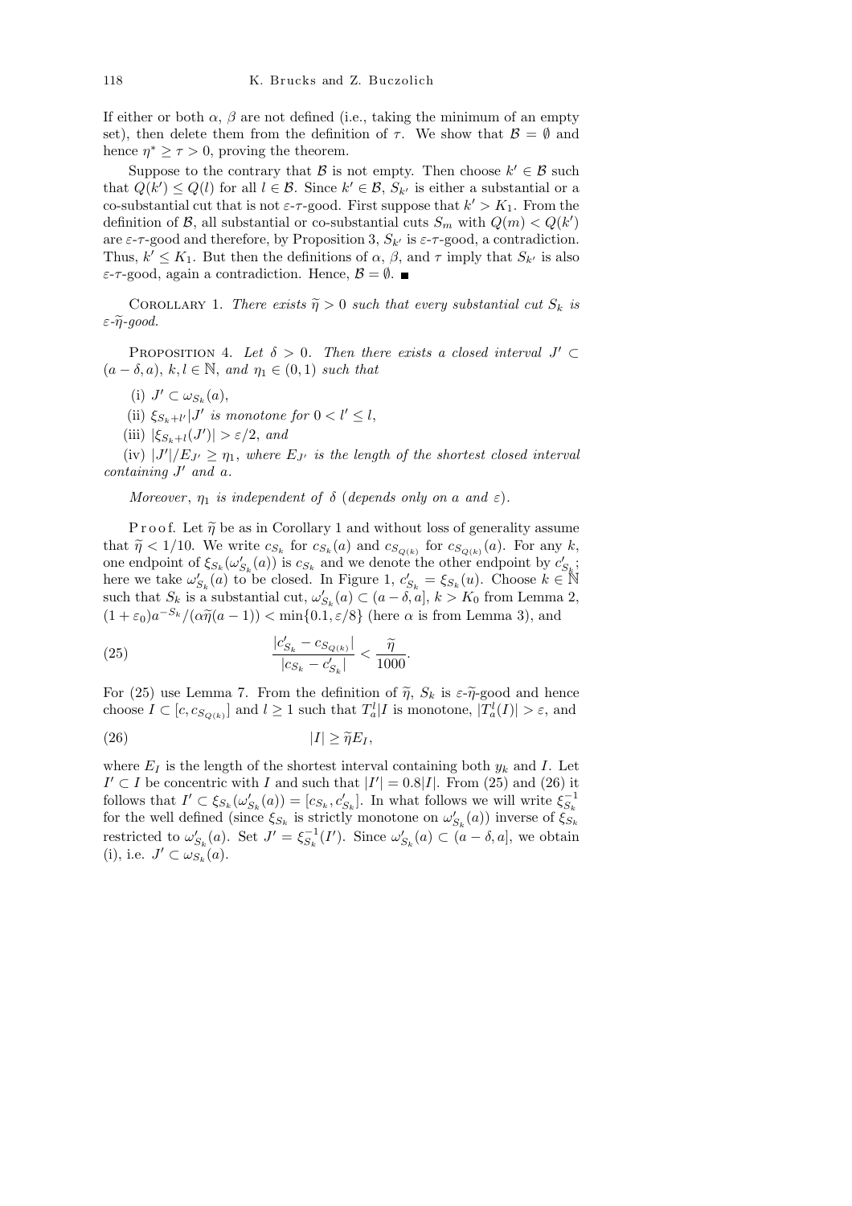If either or both $\alpha$, $\beta$ are not defined (i.e., taking the minimum of an empty set), then delete them from the definition of $\tau$. We show that $\mathcal{B} = \emptyset$ and hence $\eta^* \geq \tau > 0$, proving the theorem.

Suppose to the contrary that $\mathcal{B}$ is not empty. Then choose $k' \in \mathcal{B}$ such that $Q(k') \leq Q(l)$ for all $l \in \mathcal{B}$. Since $k' \in \mathcal{B}$, $S_{k'}$ is either a substantial or a co-substantial cut that is not $\varepsilon$-$\tau$-good. First suppose that $k' > K_1$. From the definition of $\mathcal{B}$, all substantial or co-substantial cuts $S_m$ with $Q(m) < Q(k')$ are $\varepsilon$-$\tau$-good and therefore, by Proposition 3, $S_{k'}$ is $\varepsilon$-$\tau$-good, a contradiction. Thus, $k' \leq K_1$. But then the definitions of $\alpha$, $\beta$, and $\tau$ imply that $S_{k'}$ is also $\varepsilon$-$\tau$-good, again a contradiction. Hence, $\mathcal{B} = \emptyset$. ∎

Corollary 1. *There exists $\widetilde{\eta} > 0$ such that every substantial cut $S_k$ is $\varepsilon$-$\widetilde{\eta}$-good.*

Proposition 4. *Let $\delta > 0$. Then there exists a closed interval $J' \subset (a - \delta, a)$, $k, l \in \mathbb{N}$, and $\eta_1 \in (0, 1)$ such that*

(i) *$J' \subset \omega_{S_k}(a)$,*

(ii) *$\xi_{S_k + l'}|J'$ is monotone for $0 < l' \leq l$,*

(iii) *$|\xi_{S_k + l}(J')| > \varepsilon/2$, and*

(iv) *$|J'|/E_{J'} \geq \eta_1$, where $E_{J'}$ is the length of the shortest closed interval containing $J'$ and $a$.*

*Moreover, $\eta_1$ is independent of $\delta$ (depends only on $a$ and $\varepsilon$).*

Proof. Let $\widetilde{\eta}$ be as in Corollary 1 and without loss of generality assume that $\widetilde{\eta} < 1/10$. We write $c_{S_k}$ for $c_{S_k}(a)$ and $c_{S_{Q(k)}}$ for $c_{S_{Q(k)}}(a)$. For any $k$, one endpoint of $\xi_{S_k}(\omega'_{S_k}(a))$ is $c_{S_k}$ and we denote the other endpoint by $c'_{S_k}$; here we take $\omega'_{S_k}(a)$ to be closed. In Figure 1, $c'_{S_k} = \xi_{S_k}(u)$. Choose $k \in \mathbb{N}$ such that $S_k$ is a substantial cut, $\omega'_{S_k}(a) \subset (a - \delta, a]$, $k > K_0$ from Lemma 2, $(1 + \varepsilon_0)a^{-S_k}/(\alpha\widetilde{\eta}(a - 1)) < \min\{0.1, \varepsilon/8\}$ (here $\alpha$ is from Lemma 3), and

$$\frac{|c'_{S_k} - c_{S_{Q(k)}}|}{|c_{S_k} - c'_{S_k}|} < \frac{\widetilde{\eta}}{1000}. \tag{25}$$

For (25) use Lemma 7. From the definition of $\widetilde{\eta}$, $S_k$ is $\varepsilon$-$\widetilde{\eta}$-good and hence choose $I \subset [c, c_{S_{Q(k)}}]$ and $l \geq 1$ such that $T_a^l|I$ is monotone, $|T_a^l(I)| > \varepsilon$, and

$$|I| \geq \widetilde{\eta} E_I, \tag{26}$$

where $E_I$ is the length of the shortest interval containing both $y_k$ and $I$. Let $I' \subset I$ be concentric with $I$ and such that $|I'| = 0.8|I|$. From (25) and (26) it follows that $I' \subset \xi_{S_k}(\omega'_{S_k}(a)) = [c_{S_k}, c'_{S_k}]$. In what follows we will write $\xi_{S_k}^{-1}$ for the well defined (since $\xi_{S_k}$ is strictly monotone on $\omega'_{S_k}(a)$) inverse of $\xi_{S_k}$ restricted to $\omega'_{S_k}(a)$. Set $J' = \xi_{S_k}^{-1}(I')$. Since $\omega'_{S_k}(a) \subset (a - \delta, a]$, we obtain (i), i.e. $J' \subset \omega_{S_k}(a)$.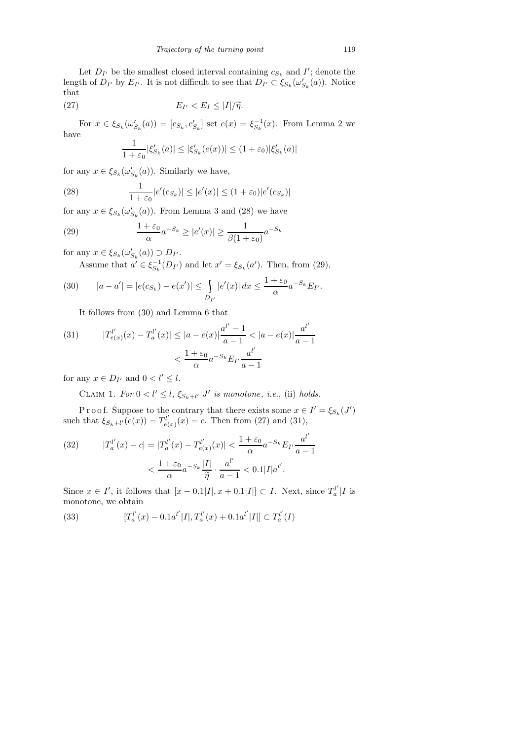Let $D_{I'}$ be the smallest closed interval containing $c_{S_k}$ and $I'$; denote the length of $D_{I'}$ by $E_{I'}$. It is not difficult to see that $D_{I'} \subset \xi_{S_k}(\omega'_{S_k}(a))$. Notice that

$$E_{I'} < E_I \le |I|/\widetilde{\eta}. \tag{27}$$

For $x \in \xi_{S_k}(\omega'_{S_k}(a)) = [c_{S_k}, c'_{S_k}]$ set $e(x) = \xi_{S_k}^{-1}(x)$. From Lemma 2 we have

$$\frac{1}{1+\varepsilon_0}|\xi'_{S_k}(a)| \le |\xi'_{S_k}(e(x))| \le (1+\varepsilon_0)|\xi'_{S_k}(a)|$$

for any $x \in \xi_{S_k}(\omega'_{S_k}(a))$. Similarly we have,

$$\frac{1}{1+\varepsilon_0}|e'(c_{S_k})| \le |e'(x)| \le (1+\varepsilon_0)|e'(c_{S_k})| \tag{28}$$

for any $x \in \xi_{S_k}(\omega'_{S_k}(a))$. From Lemma 3 and (28) we have

$$\frac{1+\varepsilon_0}{\alpha}a^{-S_k} \ge |e'(x)| \ge \frac{1}{\beta(1+\varepsilon_0)}a^{-S_k} \tag{29}$$

for any $x \in \xi_{S_k}(\omega'_{S_k}(a)) \supset D_{I'}$.

Assume that $a' \in \xi_{S_k}^{-1}(D_{I'})$ and let $x' = \xi_{S_k}(a')$. Then, from (29),

$$|a-a'| = |e(c_{S_k}) - e(x')| \le \int\limits_{D_{I'}} |e'(x)|\,dx \le \frac{1+\varepsilon_0}{\alpha}a^{-S_k}E_{I'}. \tag{30}$$

It follows from (30) and Lemma 6 that

$$\begin{aligned} |T^{l'}_{e(x)}(x) - T^{l'}_a(x)| &\le |a-e(x)|\frac{a^{l'}-1}{a-1} < |a-e(x)|\frac{a^{l'}}{a-1} \\ &< \frac{1+\varepsilon_0}{\alpha}a^{-S_k}E_{I'}\frac{a^{l'}}{a-1} \end{aligned} \tag{31}$$

for any $x \in D_{I'}$ and $0 < l' \le l$.

CLAIM 1. *For $0 < l' \le l$, $\xi_{S_k+l'}|J'$ is monotone, i.e.,* (ii) *holds.*

Proof. Suppose to the contrary that there exists some $x \in I' = \xi_{S_k}(J')$ such that $\xi_{S_k+l'}(e(x)) = T^{l'}_{e(x)}(x) = c$. Then from (27) and (31),

$$\begin{aligned} |T^{l'}_a(x) - c| = |T^{l'}_a(x) - T^{l'}_{e(x)}(x)| &< \frac{1+\varepsilon_0}{\alpha}a^{-S_k}E_{I'}\frac{a^{l'}}{a-1} \\ &< \frac{1+\varepsilon_0}{\alpha}a^{-S_k}\frac{|I|}{\widetilde{\eta}} \cdot \frac{a^{l'}}{a-1} < 0.1|I|a^{l'}. \end{aligned} \tag{32}$$

Since $x \in I'$, it follows that $[x - 0.1|I|, x + 0.1|I|] \subset I$. Next, since $T^{l'}_a|I$ is monotone, we obtain

$$[T^{l'}_a(x) - 0.1a^{l'}|I|, T^{l'}_a(x) + 0.1a^{l'}|I|] \subset T^{l'}_a(I) \tag{33}$$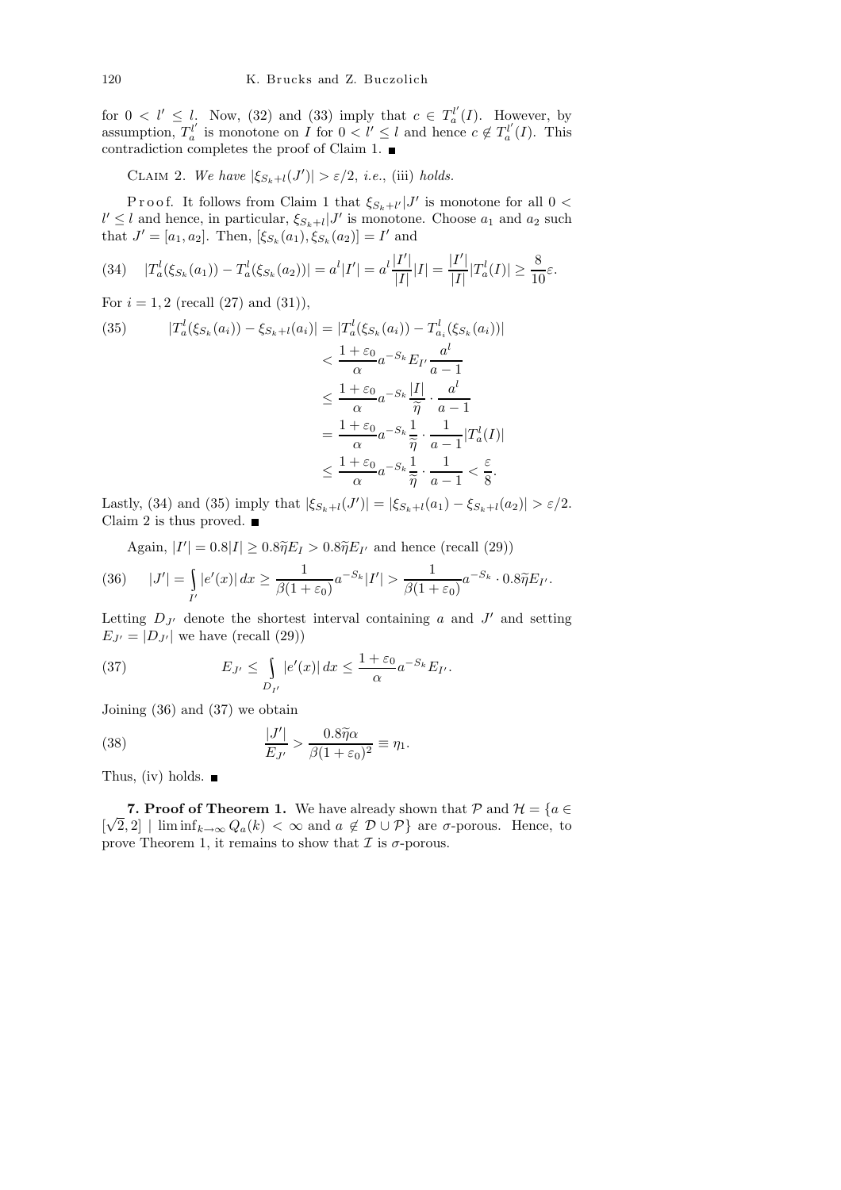for $0 < l' \le l$. Now, (32) and (33) imply that $c \in T_a^{l'}(I)$. However, by assumption, $T_a^{l'}$ is monotone on $I$ for $0 < l' \le l$ and hence $c \notin T_a^{l'}(I)$. This contradiction completes the proof of Claim 1. ∎

CLAIM 2. *We have* $|\xi_{S_k+l}(J')| > \varepsilon/2$, *i.e.*, (iii) *holds.*

Proof. It follows from Claim 1 that $\xi_{S_k+l'}|J'$ is monotone for all $0 < l' \le l$ and hence, in particular, $\xi_{S_k+l}|J'$ is monotone. Choose $a_1$ and $a_2$ such that $J' = [a_1, a_2]$. Then, $[\xi_{S_k}(a_1), \xi_{S_k}(a_2)] = I'$ and

$$(34)\qquad |T_a^l(\xi_{S_k}(a_1)) - T_a^l(\xi_{S_k}(a_2))| = a^l|I'| = a^l\frac{|I'|}{|I|}|I| = \frac{|I'|}{|I|}|T_a^l(I)| \ge \frac{8}{10}\varepsilon.$$

For $i = 1, 2$ (recall (27) and (31)),

$$(35)\qquad \begin{aligned} |T_a^l(\xi_{S_k}(a_i)) - \xi_{S_k+l}(a_i)| &= |T_a^l(\xi_{S_k}(a_i)) - T_{a_i}^l(\xi_{S_k}(a_i))| \\ &< \frac{1+\varepsilon_0}{\alpha}a^{-S_k}E_{I'}\frac{a^l}{a-1} \\ &\le \frac{1+\varepsilon_0}{\alpha}a^{-S_k}\frac{|I|}{\widetilde{\eta}}\cdot\frac{a^l}{a-1} \\ &= \frac{1+\varepsilon_0}{\alpha}a^{-S_k}\frac{1}{\widetilde{\eta}}\cdot\frac{1}{a-1}|T_a^l(I)| \\ &\le \frac{1+\varepsilon_0}{\alpha}a^{-S_k}\frac{1}{\widetilde{\eta}}\cdot\frac{1}{a-1} < \frac{\varepsilon}{8}. \end{aligned}$$

Lastly, (34) and (35) imply that $|\xi_{S_k+l}(J')| = |\xi_{S_k+l}(a_1) - \xi_{S_k+l}(a_2)| > \varepsilon/2$. Claim 2 is thus proved. ∎

Again, $|I'| = 0.8|I| \ge 0.8\widetilde{\eta}E_I > 0.8\widetilde{\eta}E_{I'}$ and hence (recall (29))

$$(36)\qquad |J'| = \int\limits_{I'} |e'(x)|\,dx \ge \frac{1}{\beta(1+\varepsilon_0)}a^{-S_k}|I'| > \frac{1}{\beta(1+\varepsilon_0)}a^{-S_k}\cdot 0.8\widetilde{\eta}E_{I'}.$$

Letting $D_{J'}$ denote the shortest interval containing $a$ and $J'$ and setting $E_{J'} = |D_{J'}|$ we have (recall (29))

$$(37)\qquad E_{J'} \le \int\limits_{D_{I'}} |e'(x)|\,dx \le \frac{1+\varepsilon_0}{\alpha}a^{-S_k}E_{I'}.$$

Joining (36) and (37) we obtain

$$(38)\qquad \frac{|J'|}{E_{J'}} > \frac{0.8\widetilde{\eta}\alpha}{\beta(1+\varepsilon_0)^2} \equiv \eta_1.$$

Thus, (iv) holds. ∎

**7. Proof of Theorem 1.** We have already shown that $\mathcal{P}$ and $\mathcal{H} = \{a \in [\sqrt{2}, 2] \mid \liminf_{k\to\infty} Q_a(k) < \infty \text{ and } a \notin \mathcal{D} \cup \mathcal{P}\}$ are $\sigma$-porous. Hence, to prove Theorem 1, it remains to show that $\mathcal{I}$ is $\sigma$-porous.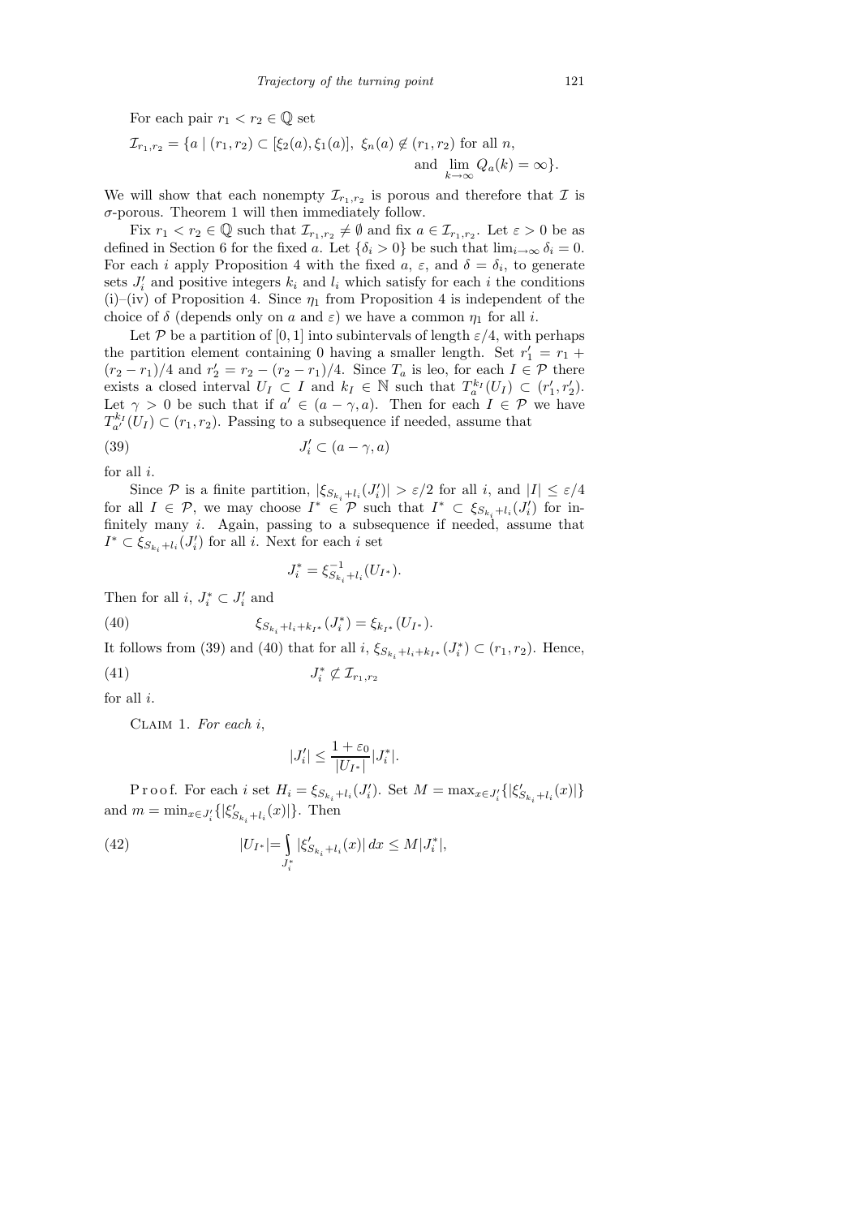For each pair $r_1 < r_2 \in \mathbb{Q}$ set

$$\mathcal{I}_{r_1,r_2} = \{a \mid (r_1, r_2) \subset [\xi_2(a), \xi_1(a)],\ \xi_n(a) \notin (r_1, r_2) \text{ for all } n, \text{ and } \lim_{k\to\infty} Q_a(k) = \infty\}.$$

We will show that each nonempty $\mathcal{I}_{r_1,r_2}$ is porous and therefore that $\mathcal{I}$ is $\sigma$-porous. Theorem 1 will then immediately follow.

Fix $r_1 < r_2 \in \mathbb{Q}$ such that $\mathcal{I}_{r_1,r_2} \neq \emptyset$ and fix $a \in \mathcal{I}_{r_1,r_2}$. Let $\varepsilon > 0$ be as defined in Section 6 for the fixed $a$. Let $\{\delta_i > 0\}$ be such that $\lim_{i\to\infty} \delta_i = 0$. For each $i$ apply Proposition 4 with the fixed $a$, $\varepsilon$, and $\delta = \delta_i$, to generate sets $J_i'$ and positive integers $k_i$ and $l_i$ which satisfy for each $i$ the conditions (i)–(iv) of Proposition 4. Since $\eta_1$ from Proposition 4 is independent of the choice of $\delta$ (depends only on $a$ and $\varepsilon$) we have a common $\eta_1$ for all $i$.

Let $\mathcal{P}$ be a partition of $[0, 1]$ into subintervals of length $\varepsilon/4$, with perhaps the partition element containing 0 having a smaller length. Set $r_1' = r_1 + (r_2 - r_1)/4$ and $r_2' = r_2 - (r_2 - r_1)/4$. Since $T_a$ is leo, for each $I \in \mathcal{P}$ there exists a closed interval $U_I \subset I$ and $k_I \in \mathbb{N}$ such that $T_a^{k_I}(U_I) \subset (r_1', r_2')$. Let $\gamma > 0$ be such that if $a' \in (a - \gamma, a)$. Then for each $I \in \mathcal{P}$ we have $T_{a'}^{k_I}(U_I) \subset (r_1, r_2)$. Passing to a subsequence if needed, assume that

$$J_i' \subset (a - \gamma, a) \tag{39}$$

for all $i$.

Since $\mathcal{P}$ is a finite partition, $|\xi_{S_{k_i}+l_i}(J_i')| > \varepsilon/2$ for all $i$, and $|I| \le \varepsilon/4$ for all $I \in \mathcal{P}$, we may choose $I^* \in \mathcal{P}$ such that $I^* \subset \xi_{S_{k_i}+l_i}(J_i')$ for infinitely many $i$. Again, passing to a subsequence if needed, assume that $I^* \subset \xi_{S_{k_i}+l_i}(J_i')$ for all $i$. Next for each $i$ set

$$J_i^* = \xi_{S_{k_i}+l_i}^{-1}(U_{I^*}).$$

Then for all $i$, $J_i^* \subset J_i'$ and

$$\xi_{S_{k_i}+l_i+k_{I^*}}(J_i^*) = \xi_{k_{I^*}}(U_{I^*}). \tag{40}$$

It follows from (39) and (40) that for all $i$, $\xi_{S_{k_i}+l_i+k_{I^*}}(J_i^*) \subset (r_1, r_2)$. Hence,

$$J_i^* \not\subset \mathcal{I}_{r_1,r_2} \tag{41}$$

for all $i$.

Claim 1. *For each $i$,*

$$|J_i'| \le \frac{1+\varepsilon_0}{|U_{I^*}|}|J_i^*|.$$

Proof. For each $i$ set $H_i = \xi_{S_{k_i}+l_i}(J_i')$. Set $M = \max_{x\in J_i'}\{|\xi'_{S_{k_i}+l_i}(x)|\}$ and $m = \min_{x\in J_i'}\{|\xi'_{S_{k_i}+l_i}(x)|\}$. Then

$$|U_{I^*}| = \int_{J_i^*} |\xi'_{S_{k_i}+l_i}(x)|\,dx \le M|J_i^*|, \tag{42}$$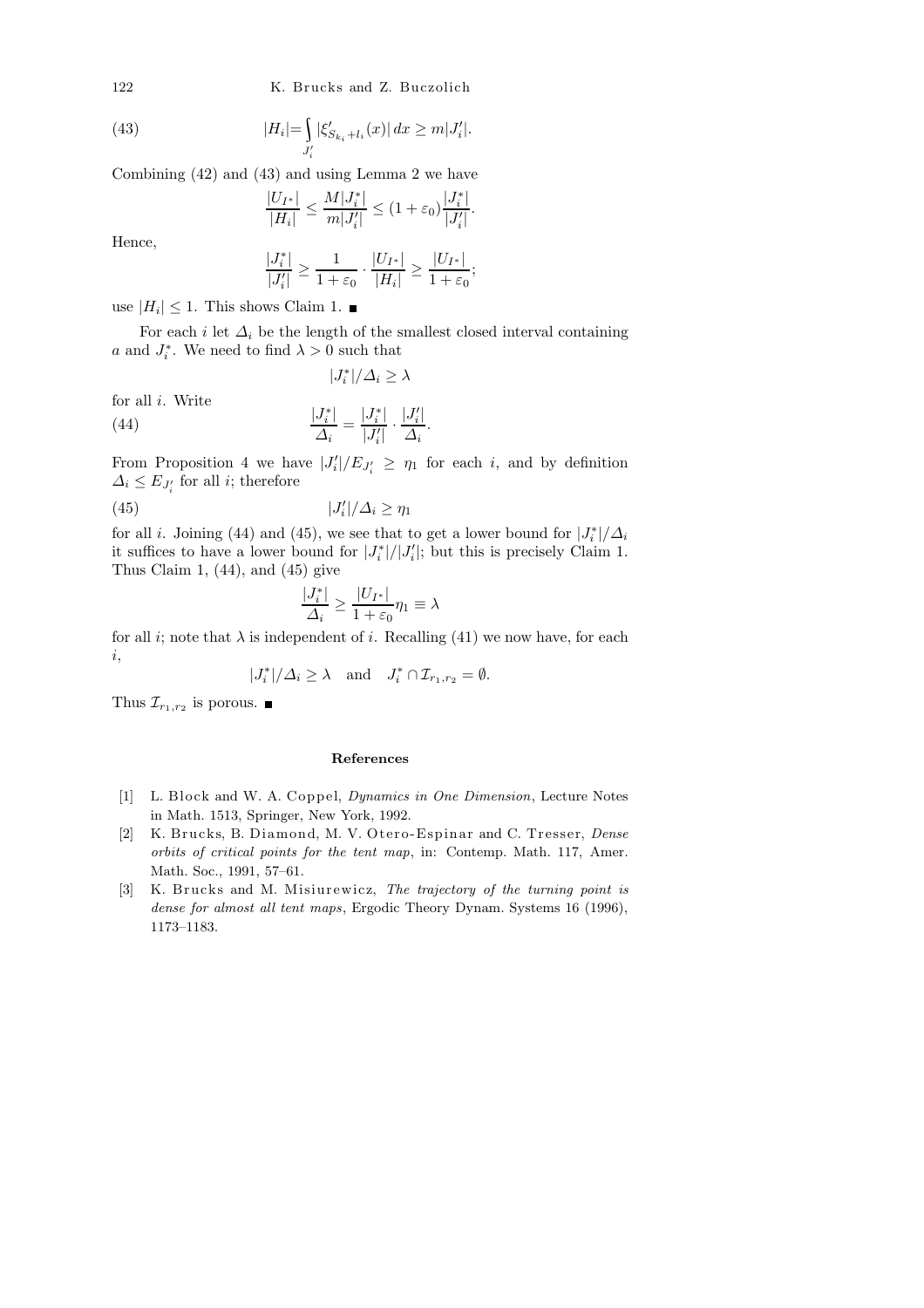$$|H_i| = \int_{J_i'} |\xi'_{S_{k_i}+l_i}(x)|\,dx \ge m|J_i'|. \tag{43}$$

Combining (42) and (43) and using Lemma 2 we have

$$\frac{|U_{I^*}|}{|H_i|} \le \frac{M|J_i^*|}{m|J_i'|} \le (1+\varepsilon_0)\frac{|J_i^*|}{|J_i'|}.$$

Hence,

$$\frac{|J_i^*|}{|J_i'|} \ge \frac{1}{1+\varepsilon_0}\cdot\frac{|U_{I^*}|}{|H_i|} \ge \frac{|U_{I^*}|}{1+\varepsilon_0};$$

use $|H_i| \le 1$. This shows Claim 1. ■

For each $i$ let $\Delta_i$ be the length of the smallest closed interval containing $a$ and $J_i^*$. We need to find $\lambda > 0$ such that

$$|J_i^*|/\Delta_i \ge \lambda$$

for all $i$. Write

$$\frac{|J_i^*|}{\Delta_i} = \frac{|J_i^*|}{|J_i'|}\cdot\frac{|J_i'|}{\Delta_i}. \tag{44}$$

From Proposition 4 we have $|J_i'|/E_{J_i'} \ge \eta_1$ for each $i$, and by definition $\Delta_i \le E_{J_i'}$ for all $i$; therefore

$$|J_i'|/\Delta_i \ge \eta_1 \tag{45}$$

for all $i$. Joining (44) and (45), we see that to get a lower bound for $|J_i^*|/\Delta_i$ it suffices to have a lower bound for $|J_i^*|/|J_i'|$; but this is precisely Claim 1. Thus Claim 1, (44), and (45) give

$$\frac{|J_i^*|}{\Delta_i} \ge \frac{|U_{I^*}|}{1+\varepsilon_0}\eta_1 \equiv \lambda$$

for all $i$; note that $\lambda$ is independent of $i$. Recalling (41) we now have, for each $i$,

$$|J_i^*|/\Delta_i \ge \lambda \quad\text{and}\quad J_i^* \cap \mathcal{I}_{r_1,r_2} = \emptyset.$$

Thus $\mathcal{I}_{r_1,r_2}$ is porous. ■

## References

[1] L. Block and W. A. Coppel, *Dynamics in One Dimension*, Lecture Notes in Math. 1513, Springer, New York, 1992.

[2] K. Brucks, B. Diamond, M. V. Otero-Espinar and C. Tresser, *Dense orbits of critical points for the tent map*, in: Contemp. Math. 117, Amer. Math. Soc., 1991, 57–61.

[3] K. Brucks and M. Misiurewicz, *The trajectory of the turning point is dense for almost all tent maps*, Ergodic Theory Dynam. Systems 16 (1996), 1173–1183.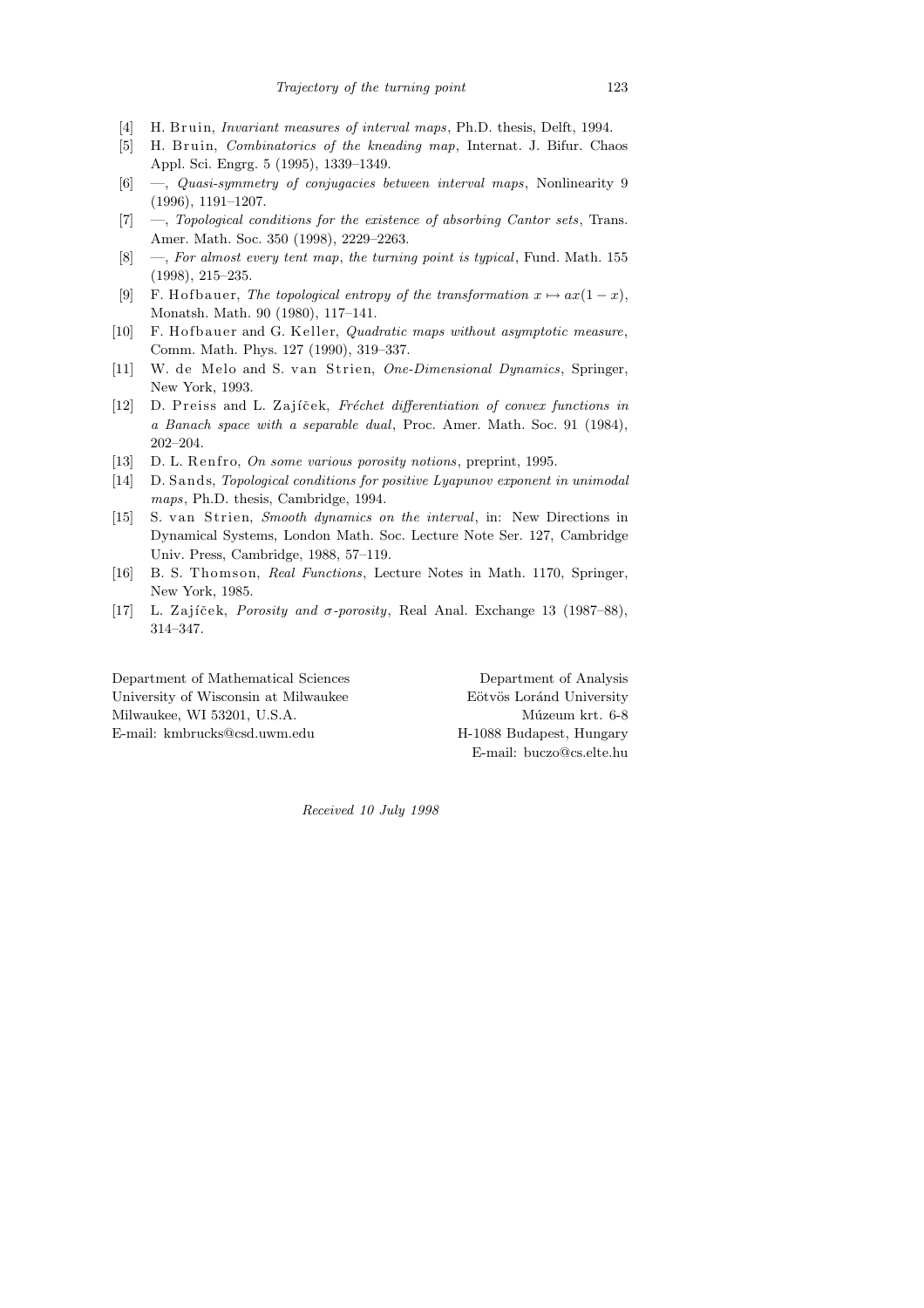[4] H. Bruin, *Invariant measures of interval maps*, Ph.D. thesis, Delft, 1994.

[5] H. Bruin, *Combinatorics of the kneading map*, Internat. J. Bifur. Chaos Appl. Sci. Engrg. 5 (1995), 1339–1349.

[6] —, *Quasi-symmetry of conjugacies between interval maps*, Nonlinearity 9 (1996), 1191–1207.

[7] —, *Topological conditions for the existence of absorbing Cantor sets*, Trans. Amer. Math. Soc. 350 (1998), 2229–2263.

[8] —, *For almost every tent map, the turning point is typical*, Fund. Math. 155 (1998), 215–235.

[9] F. Hofbauer, *The topological entropy of the transformation $x \mapsto ax(1-x)$*, Monatsh. Math. 90 (1980), 117–141.

[10] F. Hofbauer and G. Keller, *Quadratic maps without asymptotic measure*, Comm. Math. Phys. 127 (1990), 319–337.

[11] W. de Melo and S. van Strien, *One-Dimensional Dynamics*, Springer, New York, 1993.

[12] D. Preiss and L. Zajíček, *Fréchet differentiation of convex functions in a Banach space with a separable dual*, Proc. Amer. Math. Soc. 91 (1984), 202–204.

[13] D. L. Renfro, *On some various porosity notions*, preprint, 1995.

[14] D. Sands, *Topological conditions for positive Lyapunov exponent in unimodal maps*, Ph.D. thesis, Cambridge, 1994.

[15] S. van Strien, *Smooth dynamics on the interval*, in: New Directions in Dynamical Systems, London Math. Soc. Lecture Note Ser. 127, Cambridge Univ. Press, Cambridge, 1988, 57–119.

[16] B. S. Thomson, *Real Functions*, Lecture Notes in Math. 1170, Springer, New York, 1985.

[17] L. Zajíček, *Porosity and $\sigma$-porosity*, Real Anal. Exchange 13 (1987–88), 314–347.

Department of Mathematical Sciences
University of Wisconsin at Milwaukee
Milwaukee, WI 53201, U.S.A.
E-mail: kmbrucks@csd.uwm.edu

Department of Analysis
Eötvös Loránd University
Múzeum krt. 6-8
H-1088 Budapest, Hungary
E-mail: buczo@cs.elte.hu

*Received 10 July 1998*